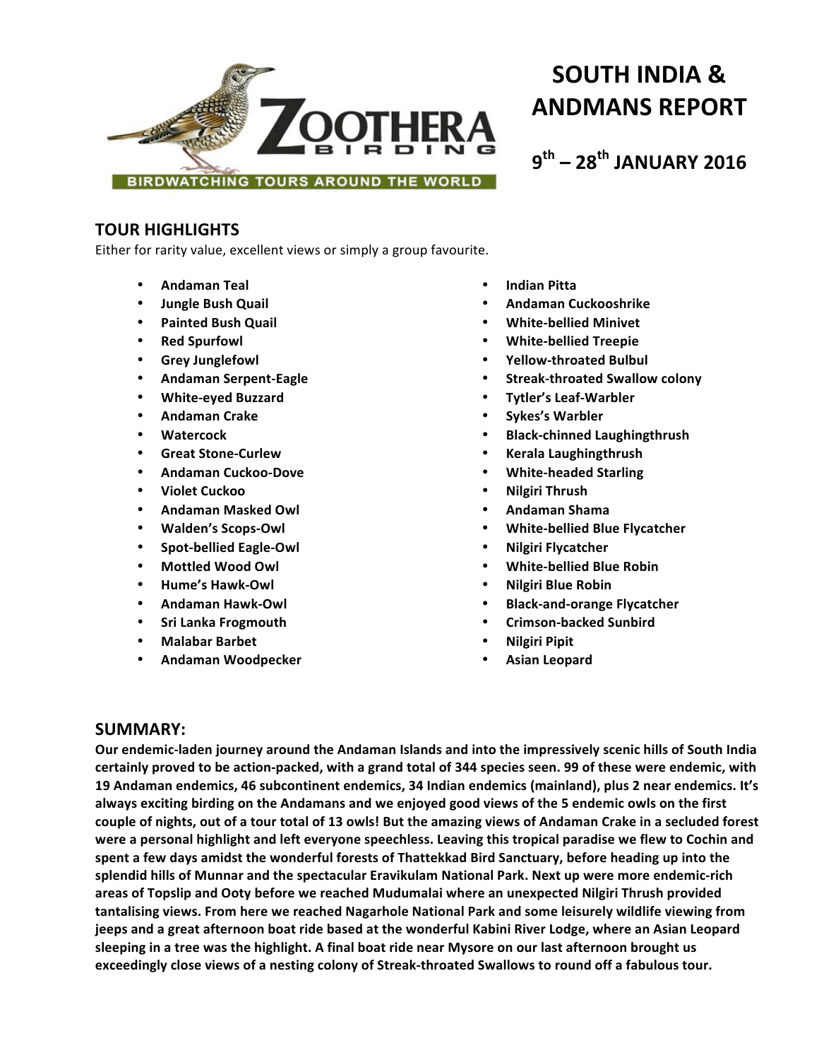# SOUTH INDIA & ANDMANS REPORT

## 9th – 28th JANUARY 2016

ZOOTHERA BIRDING

BIRDWATCHING TOURS AROUND THE WORLD

## TOUR HIGHLIGHTS

Either for rarity value, excellent views or simply a group favourite.

- **Andaman Teal**
- **Jungle Bush Quail**
- **Painted Bush Quail**
- **Red Spurfowl**
- **Grey Junglefowl**
- **Andaman Serpent-Eagle**
- **White-eyed Buzzard**
- **Andaman Crake**
- **Watercock**
- **Great Stone-Curlew**
- **Andaman Cuckoo-Dove**
- **Violet Cuckoo**
- **Andaman Masked Owl**
- **Walden's Scops-Owl**
- **Spot-bellied Eagle-Owl**
- **Mottled Wood Owl**
- **Hume's Hawk-Owl**
- **Andaman Hawk-Owl**
- **Sri Lanka Frogmouth**
- **Malabar Barbet**
- **Andaman Woodpecker**
- **Indian Pitta**
- **Andaman Cuckooshrike**
- **White-bellied Minivet**
- **White-bellied Treepie**
- **Yellow-throated Bulbul**
- **Streak-throated Swallow colony**
- **Tytler's Leaf-Warbler**
- **Sykes's Warbler**
- **Black-chinned Laughingthrush**
- **Kerala Laughingthrush**
- **White-headed Starling**
- **Nilgiri Thrush**
- **Andaman Shama**
- **White-bellied Blue Flycatcher**
- **Nilgiri Flycatcher**
- **White-bellied Blue Robin**
- **Nilgiri Blue Robin**
- **Black-and-orange Flycatcher**
- **Crimson-backed Sunbird**
- **Nilgiri Pipit**
- **Asian Leopard**

## SUMMARY:

**Our endemic-laden journey around the Andaman Islands and into the impressively scenic hills of South India certainly proved to be action-packed, with a grand total of 344 species seen. 99 of these were endemic, with 19 Andaman endemics, 46 subcontinent endemics, 34 Indian endemics (mainland), plus 2 near endemics. It's always exciting birding on the Andamans and we enjoyed good views of the 5 endemic owls on the first couple of nights, out of a tour total of 13 owls! But the amazing views of Andaman Crake in a secluded forest were a personal highlight and left everyone speechless. Leaving this tropical paradise we flew to Cochin and spent a few days amidst the wonderful forests of Thattekkad Bird Sanctuary, before heading up into the splendid hills of Munnar and the spectacular Eravikulam National Park. Next up were more endemic-rich areas of Topslip and Ooty before we reached Mudumalai where an unexpected Nilgiri Thrush provided tantalising views. From here we reached Nagarhole National Park and some leisurely wildlife viewing from jeeps and a great afternoon boat ride based at the wonderful Kabini River Lodge, where an Asian Leopard sleeping in a tree was the highlight. A final boat ride near Mysore on our last afternoon brought us exceedingly close views of a nesting colony of Streak-throated Swallows to round off a fabulous tour.**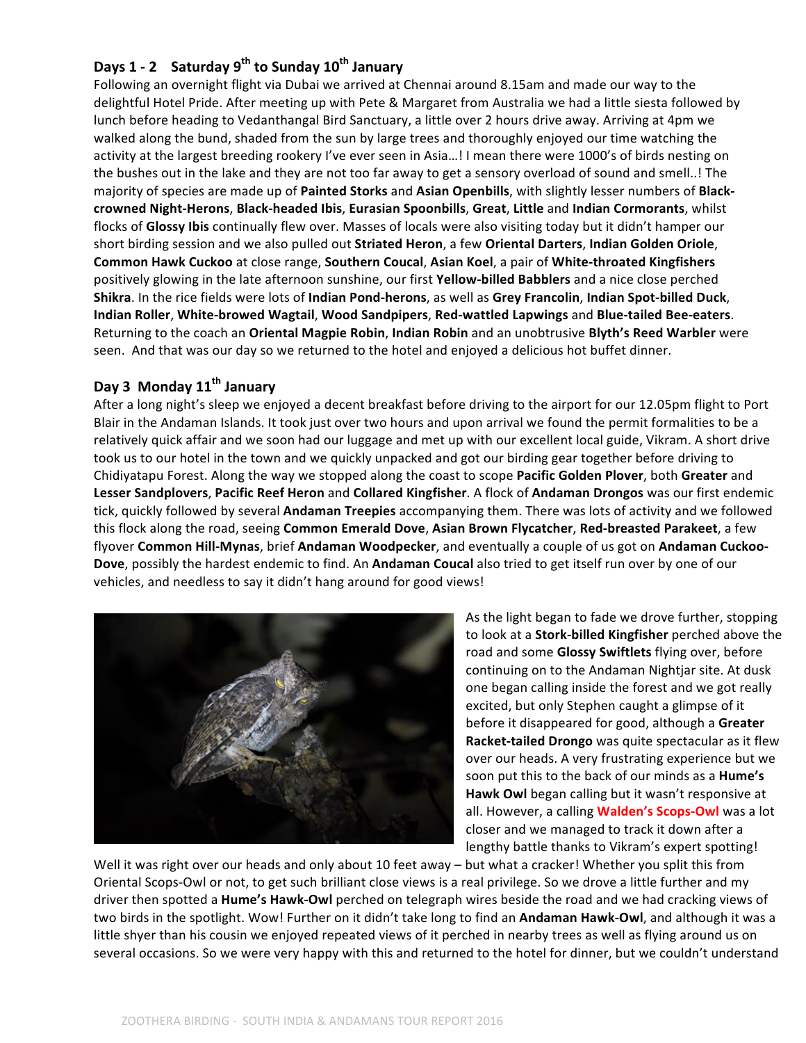## Days 1 - 2 Saturday 9th to Sunday 10th January

Following an overnight flight via Dubai we arrived at Chennai around 8.15am and made our way to the delightful Hotel Pride. After meeting up with Pete & Margaret from Australia we had a little siesta followed by lunch before heading to Vedanthangal Bird Sanctuary, a little over 2 hours drive away. Arriving at 4pm we walked along the bund, shaded from the sun by large trees and thoroughly enjoyed our time watching the activity at the largest breeding rookery I've ever seen in Asia…! I mean there were 1000's of birds nesting on the bushes out in the lake and they are not too far away to get a sensory overload of sound and smell..! The majority of species are made up of **Painted Storks** and **Asian Openbills**, with slightly lesser numbers of **Black-crowned Night-Herons**, **Black-headed Ibis**, **Eurasian Spoonbills**, **Great**, **Little** and **Indian Cormorants**, whilst flocks of **Glossy Ibis** continually flew over. Masses of locals were also visiting today but it didn't hamper our short birding session and we also pulled out **Striated Heron**, a few **Oriental Darters**, **Indian Golden Oriole**, **Common Hawk Cuckoo** at close range, **Southern Coucal**, **Asian Koel**, a pair of **White-throated Kingfishers** positively glowing in the late afternoon sunshine, our first **Yellow-billed Babblers** and a nice close perched **Shikra**. In the rice fields were lots of **Indian Pond-herons**, as well as **Grey Francolin**, **Indian Spot-billed Duck**, **Indian Roller**, **White-browed Wagtail**, **Wood Sandpipers**, **Red-wattled Lapwings** and **Blue-tailed Bee-eaters**. Returning to the coach an **Oriental Magpie Robin**, **Indian Robin** and an unobtrusive **Blyth's Reed Warbler** were seen. And that was our day so we returned to the hotel and enjoyed a delicious hot buffet dinner.

## Day 3 Monday 11th January

After a long night's sleep we enjoyed a decent breakfast before driving to the airport for our 12.05pm flight to Port Blair in the Andaman Islands. It took just over two hours and upon arrival we found the permit formalities to be a relatively quick affair and we soon had our luggage and met up with our excellent local guide, Vikram. A short drive took us to our hotel in the town and we quickly unpacked and got our birding gear together before driving to Chidiyatapu Forest. Along the way we stopped along the coast to scope **Pacific Golden Plover**, both **Greater** and **Lesser Sandplovers**, **Pacific Reef Heron** and **Collared Kingfisher**. A flock of **Andaman Drongos** was our first endemic tick, quickly followed by several **Andaman Treepies** accompanying them. There was lots of activity and we followed this flock along the road, seeing **Common Emerald Dove**, **Asian Brown Flycatcher**, **Red-breasted Parakeet**, a few flyover **Common Hill-Mynas**, brief **Andaman Woodpecker**, and eventually a couple of us got on **Andaman Cuckoo-Dove**, possibly the hardest endemic to find. An **Andaman Coucal** also tried to get itself run over by one of our vehicles, and needless to say it didn't hang around for good views!

As the light began to fade we drove further, stopping to look at a **Stork-billed Kingfisher** perched above the road and some **Glossy Swiftlets** flying over, before continuing on to the Andaman Nightjar site. At dusk one began calling inside the forest and we got really excited, but only Stephen caught a glimpse of it before it disappeared for good, although a **Greater Racket-tailed Drongo** was quite spectacular as it flew over our heads. A very frustrating experience but we soon put this to the back of our minds as a **Hume's Hawk Owl** began calling but it wasn't responsive at all. However, a calling **Walden's Scops-Owl** was a lot closer and we managed to track it down after a lengthy battle thanks to Vikram's expert spotting! Well it was right over our heads and only about 10 feet away – but what a cracker! Whether you split this from Oriental Scops-Owl or not, to get such brilliant close views is a real privilege. So we drove a little further and my driver then spotted a **Hume's Hawk-Owl** perched on telegraph wires beside the road and we had cracking views of two birds in the spotlight. Wow! Further on it didn't take long to find an **Andaman Hawk-Owl**, and although it was a little shyer than his cousin we enjoyed repeated views of it perched in nearby trees as well as flying around us on several occasions. So we were very happy with this and returned to the hotel for dinner, but we couldn't understand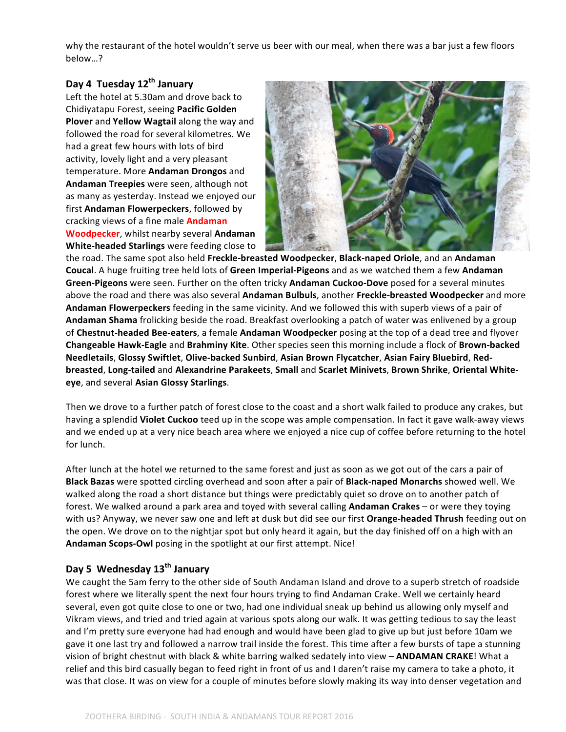why the restaurant of the hotel wouldn't serve us beer with our meal, when there was a bar just a few floors below…?

## Day 4 Tuesday 12th January

Left the hotel at 5.30am and drove back to Chidiyatapu Forest, seeing **Pacific Golden Plover** and **Yellow Wagtail** along the way and followed the road for several kilometres. We had a great few hours with lots of bird activity, lovely light and a very pleasant temperature. More **Andaman Drongos** and **Andaman Treepies** were seen, although not as many as yesterday. Instead we enjoyed our first **Andaman Flowerpeckers**, followed by cracking views of a fine male **Andaman Woodpecker**, whilst nearby several **Andaman White-headed Starlings** were feeding close to the road. The same spot also held **Freckle-breasted Woodpecker**, **Black-naped Oriole**, and an **Andaman Coucal**. A huge fruiting tree held lots of **Green Imperial-Pigeons** and as we watched them a few **Andaman Green-Pigeons** were seen. Further on the often tricky **Andaman Cuckoo-Dove** posed for a several minutes above the road and there was also several **Andaman Bulbuls**, another **Freckle-breasted Woodpecker** and more **Andaman Flowerpeckers** feeding in the same vicinity. And we followed this with superb views of a pair of **Andaman Shama** frolicking beside the road. Breakfast overlooking a patch of water was enlivened by a group of **Chestnut-headed Bee-eaters**, a female **Andaman Woodpecker** posing at the top of a dead tree and flyover **Changeable Hawk-Eagle** and **Brahminy Kite**. Other species seen this morning include a flock of **Brown-backed Needletails**, **Glossy Swiftlet**, **Olive-backed Sunbird**, **Asian Brown Flycatcher**, **Asian Fairy Bluebird**, **Red-breasted**, **Long-tailed** and **Alexandrine Parakeets**, **Small** and **Scarlet Minivets**, **Brown Shrike**, **Oriental White-eye**, and several **Asian Glossy Starlings**.

Then we drove to a further patch of forest close to the coast and a short walk failed to produce any crakes, but having a splendid **Violet Cuckoo** teed up in the scope was ample compensation. In fact it gave walk-away views and we ended up at a very nice beach area where we enjoyed a nice cup of coffee before returning to the hotel for lunch.

After lunch at the hotel we returned to the same forest and just as soon as we got out of the cars a pair of **Black Bazas** were spotted circling overhead and soon after a pair of **Black-naped Monarchs** showed well. We walked along the road a short distance but things were predictably quiet so drove on to another patch of forest. We walked around a park area and toyed with several calling **Andaman Crakes** – or were they toying with us? Anyway, we never saw one and left at dusk but did see our first **Orange-headed Thrush** feeding out on the open. We drove on to the nightjar spot but only heard it again, but the day finished off on a high with an **Andaman Scops-Owl** posing in the spotlight at our first attempt. Nice!

## Day 5 Wednesday 13th January

We caught the 5am ferry to the other side of South Andaman Island and drove to a superb stretch of roadside forest where we literally spent the next four hours trying to find Andaman Crake. Well we certainly heard several, even got quite close to one or two, had one individual sneak up behind us allowing only myself and Vikram views, and tried and tried again at various spots along our walk. It was getting tedious to say the least and I'm pretty sure everyone had had enough and would have been glad to give up but just before 10am we gave it one last try and followed a narrow trail inside the forest. This time after a few bursts of tape a stunning vision of bright chestnut with black & white barring walked sedately into view – **ANDAMAN CRAKE**! What a relief and this bird casually began to feed right in front of us and I daren't raise my camera to take a photo, it was that close. It was on view for a couple of minutes before slowly making its way into denser vegetation and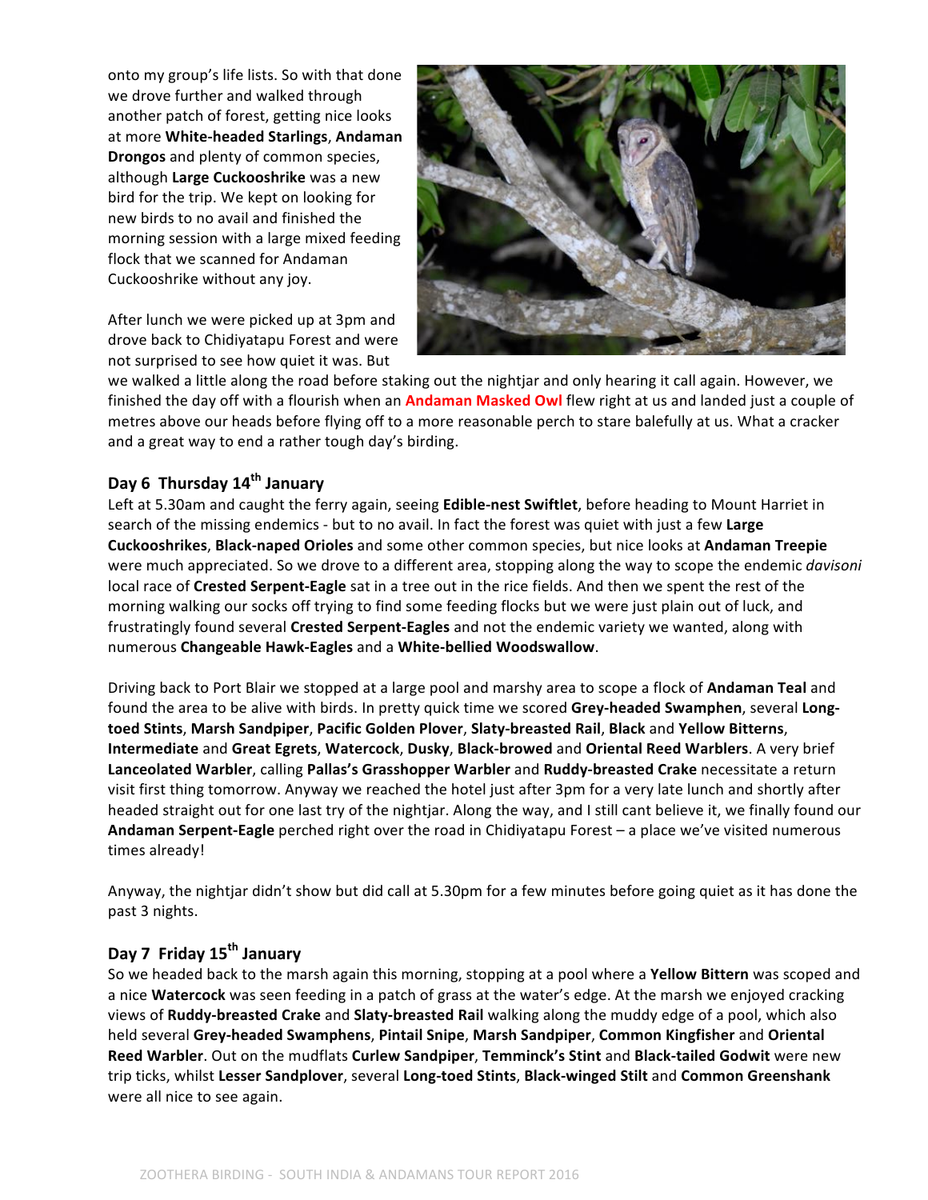onto my group's life lists. So with that done we drove further and walked through another patch of forest, getting nice looks at more **White-headed Starlings**, **Andaman Drongos** and plenty of common species, although **Large Cuckooshrike** was a new bird for the trip. We kept on looking for new birds to no avail and finished the morning session with a large mixed feeding flock that we scanned for Andaman Cuckooshrike without any joy.

After lunch we were picked up at 3pm and drove back to Chidiyatapu Forest and were not surprised to see how quiet it was. But we walked a little along the road before staking out the nightjar and only hearing it call again. However, we finished the day off with a flourish when an **Andaman Masked Owl** flew right at us and landed just a couple of metres above our heads before flying off to a more reasonable perch to stare balefully at us. What a cracker and a great way to end a rather tough day's birding.

## Day 6 Thursday 14th January

Left at 5.30am and caught the ferry again, seeing **Edible-nest Swiftlet**, before heading to Mount Harriet in search of the missing endemics - but to no avail. In fact the forest was quiet with just a few **Large Cuckooshrikes**, **Black-naped Orioles** and some other common species, but nice looks at **Andaman Treepie** were much appreciated. So we drove to a different area, stopping along the way to scope the endemic *davisoni* local race of **Crested Serpent-Eagle** sat in a tree out in the rice fields. And then we spent the rest of the morning walking our socks off trying to find some feeding flocks but we were just plain out of luck, and frustratingly found several **Crested Serpent-Eagles** and not the endemic variety we wanted, along with numerous **Changeable Hawk-Eagles** and a **White-bellied Woodswallow**.

Driving back to Port Blair we stopped at a large pool and marshy area to scope a flock of **Andaman Teal** and found the area to be alive with birds. In pretty quick time we scored **Grey-headed Swamphen**, several **Long-toed Stints**, **Marsh Sandpiper**, **Pacific Golden Plover**, **Slaty-breasted Rail**, **Black** and **Yellow Bitterns**, **Intermediate** and **Great Egrets**, **Watercock**, **Dusky**, **Black-browed** and **Oriental Reed Warblers**. A very brief **Lanceolated Warbler**, calling **Pallas's Grasshopper Warbler** and **Ruddy-breasted Crake** necessitate a return visit first thing tomorrow. Anyway we reached the hotel just after 3pm for a very late lunch and shortly after headed straight out for one last try of the nightjar. Along the way, and I still cant believe it, we finally found our **Andaman Serpent-Eagle** perched right over the road in Chidiyatapu Forest – a place we've visited numerous times already!

Anyway, the nightjar didn't show but did call at 5.30pm for a few minutes before going quiet as it has done the past 3 nights.

## Day 7 Friday 15th January

So we headed back to the marsh again this morning, stopping at a pool where a **Yellow Bittern** was scoped and a nice **Watercock** was seen feeding in a patch of grass at the water's edge. At the marsh we enjoyed cracking views of **Ruddy-breasted Crake** and **Slaty-breasted Rail** walking along the muddy edge of a pool, which also held several **Grey-headed Swamphens**, **Pintail Snipe**, **Marsh Sandpiper**, **Common Kingfisher** and **Oriental Reed Warbler**. Out on the mudflats **Curlew Sandpiper**, **Temminck's Stint** and **Black-tailed Godwit** were new trip ticks, whilst **Lesser Sandplover**, several **Long-toed Stints**, **Black-winged Stilt** and **Common Greenshank** were all nice to see again.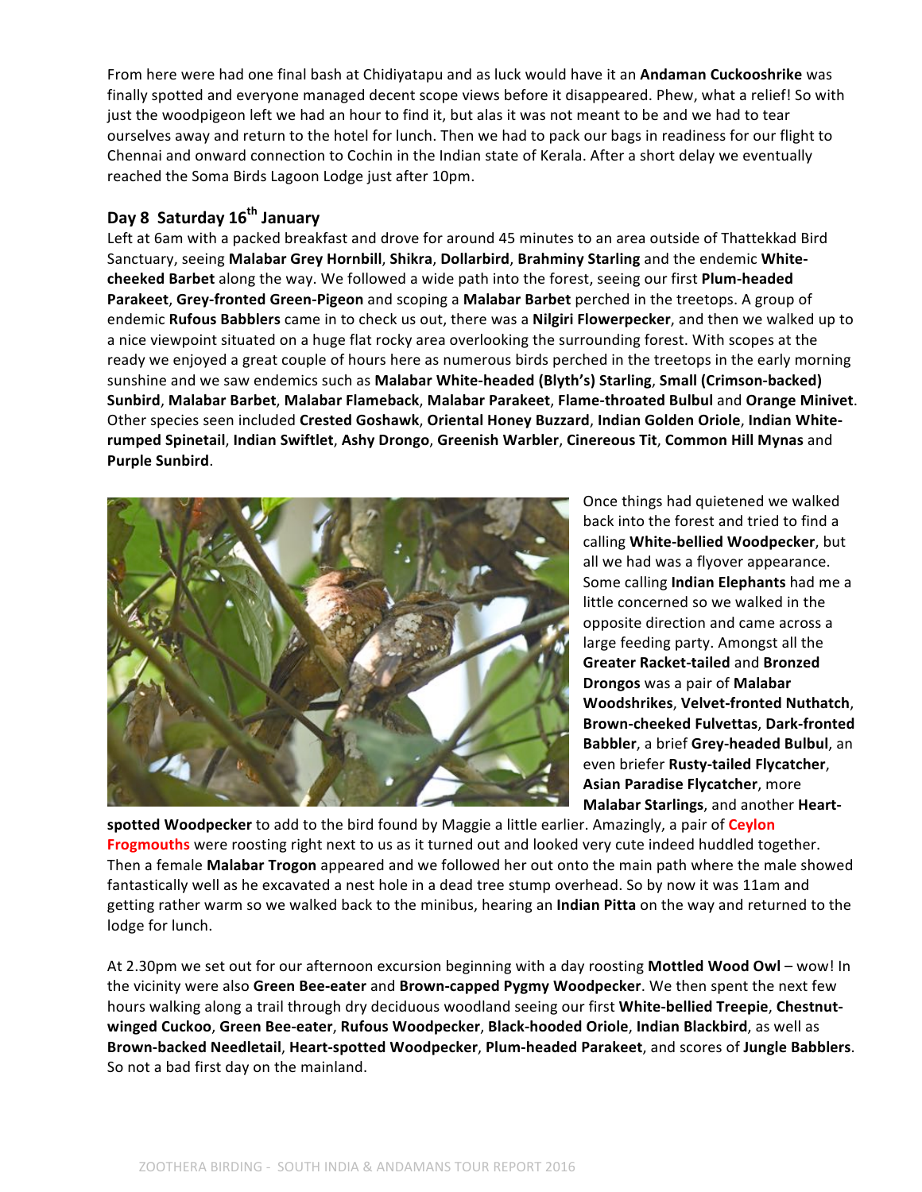From here were had one final bash at Chidiyatapu and as luck would have it an **Andaman Cuckooshrike** was finally spotted and everyone managed decent scope views before it disappeared. Phew, what a relief! So with just the woodpigeon left we had an hour to find it, but alas it was not meant to be and we had to tear ourselves away and return to the hotel for lunch. Then we had to pack our bags in readiness for our flight to Chennai and onward connection to Cochin in the Indian state of Kerala. After a short delay we eventually reached the Soma Birds Lagoon Lodge just after 10pm.

## Day 8 Saturday 16th January

Left at 6am with a packed breakfast and drove for around 45 minutes to an area outside of Thattekkad Bird Sanctuary, seeing **Malabar Grey Hornbill**, **Shikra**, **Dollarbird**, **Brahminy Starling** and the endemic **White-cheeked Barbet** along the way. We followed a wide path into the forest, seeing our first **Plum-headed Parakeet**, **Grey-fronted Green-Pigeon** and scoping a **Malabar Barbet** perched in the treetops. A group of endemic **Rufous Babblers** came in to check us out, there was a **Nilgiri Flowerpecker**, and then we walked up to a nice viewpoint situated on a huge flat rocky area overlooking the surrounding forest. With scopes at the ready we enjoyed a great couple of hours here as numerous birds perched in the treetops in the early morning sunshine and we saw endemics such as **Malabar White-headed (Blyth's) Starling**, **Small (Crimson-backed) Sunbird**, **Malabar Barbet**, **Malabar Flameback**, **Malabar Parakeet**, **Flame-throated Bulbul** and **Orange Minivet**. Other species seen included **Crested Goshawk**, **Oriental Honey Buzzard**, **Indian Golden Oriole**, **Indian White-rumped Spinetail**, **Indian Swiftlet**, **Ashy Drongo**, **Greenish Warbler**, **Cinereous Tit**, **Common Hill Mynas** and **Purple Sunbird**.

Once things had quietened we walked back into the forest and tried to find a calling **White-bellied Woodpecker**, but all we had was a flyover appearance. Some calling **Indian Elephants** had me a little concerned so we walked in the opposite direction and came across a large feeding party. Amongst all the **Greater Racket-tailed** and **Bronzed Drongos** was a pair of **Malabar Woodshrikes**, **Velvet-fronted Nuthatch**, **Brown-cheeked Fulvettas**, **Dark-fronted Babbler**, a brief **Grey-headed Bulbul**, an even briefer **Rusty-tailed Flycatcher**, **Asian Paradise Flycatcher**, more **Malabar Starlings**, and another **Heart-spotted Woodpecker** to add to the bird found by Maggie a little earlier. Amazingly, a pair of **Ceylon Frogmouths** were roosting right next to us as it turned out and looked very cute indeed huddled together. Then a female **Malabar Trogon** appeared and we followed her out onto the main path where the male showed fantastically well as he excavated a nest hole in a dead tree stump overhead. So by now it was 11am and getting rather warm so we walked back to the minibus, hearing an **Indian Pitta** on the way and returned to the lodge for lunch.

At 2.30pm we set out for our afternoon excursion beginning with a day roosting **Mottled Wood Owl** – wow! In the vicinity were also **Green Bee-eater** and **Brown-capped Pygmy Woodpecker**. We then spent the next few hours walking along a trail through dry deciduous woodland seeing our first **White-bellied Treepie**, **Chestnut-winged Cuckoo**, **Green Bee-eater**, **Rufous Woodpecker**, **Black-hooded Oriole**, **Indian Blackbird**, as well as **Brown-backed Needletail**, **Heart-spotted Woodpecker**, **Plum-headed Parakeet**, and scores of **Jungle Babblers**. So not a bad first day on the mainland.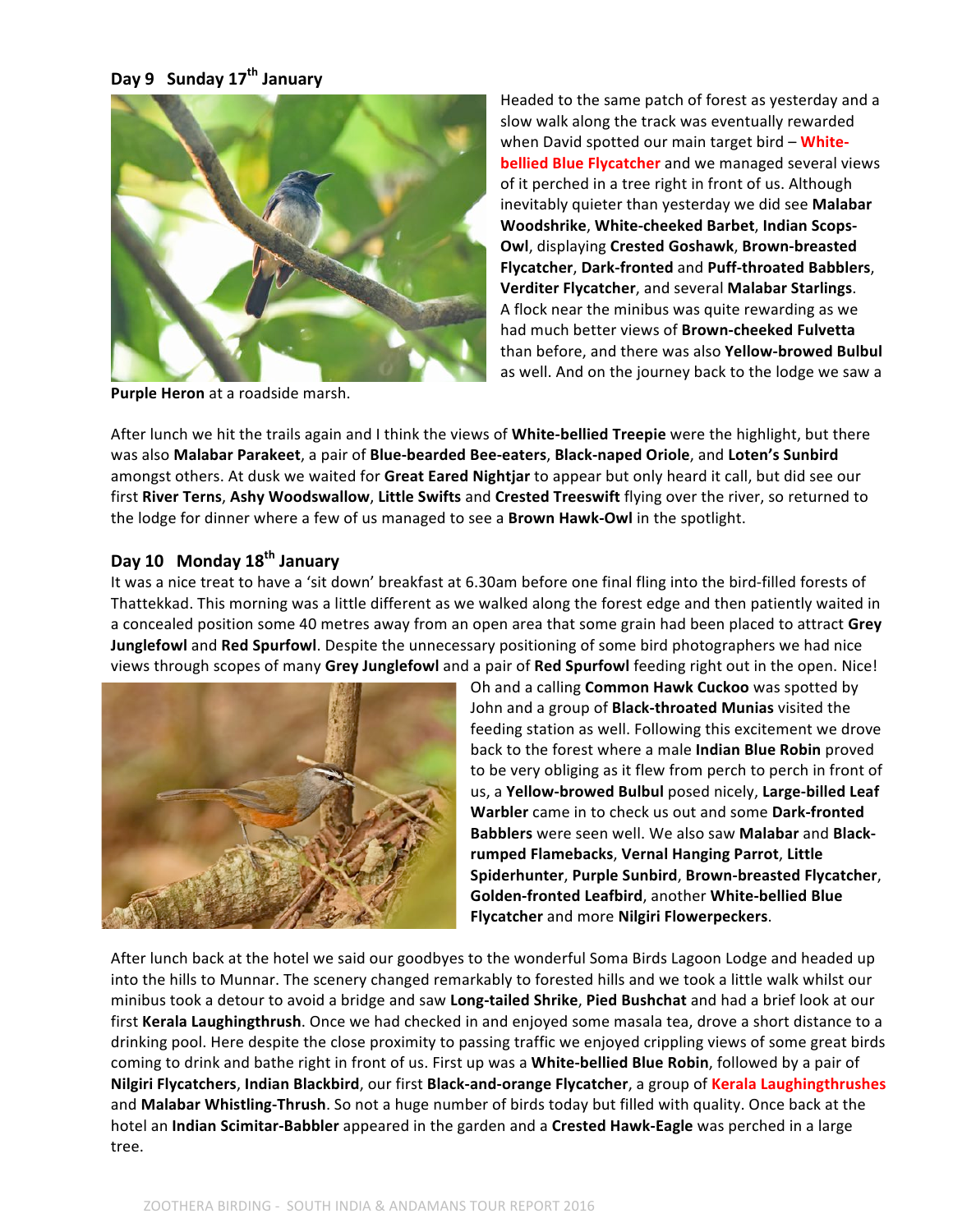## Day 9 Sunday 17th January

Headed to the same patch of forest as yesterday and a slow walk along the track was eventually rewarded when David spotted our main target bird – **White-bellied Blue Flycatcher** and we managed several views of it perched in a tree right in front of us. Although inevitably quieter than yesterday we did see **Malabar Woodshrike**, **White-cheeked Barbet**, **Indian Scops-Owl**, displaying **Crested Goshawk**, **Brown-breasted Flycatcher**, **Dark-fronted** and **Puff-throated Babblers**, **Verditer Flycatcher**, and several **Malabar Starlings**. A flock near the minibus was quite rewarding as we had much better views of **Brown-cheeked Fulvetta** than before, and there was also **Yellow-browed Bulbul** as well. And on the journey back to the lodge we saw a **Purple Heron** at a roadside marsh.

After lunch we hit the trails again and I think the views of **White-bellied Treepie** were the highlight, but there was also **Malabar Parakeet**, a pair of **Blue-bearded Bee-eaters**, **Black-naped Oriole**, and **Loten's Sunbird** amongst others. At dusk we waited for **Great Eared Nightjar** to appear but only heard it call, but did see our first **River Terns**, **Ashy Woodswallow**, **Little Swifts** and **Crested Treeswift** flying over the river, so returned to the lodge for dinner where a few of us managed to see a **Brown Hawk-Owl** in the spotlight.

## Day 10 Monday 18th January

It was a nice treat to have a 'sit down' breakfast at 6.30am before one final fling into the bird-filled forests of Thattekkad. This morning was a little different as we walked along the forest edge and then patiently waited in a concealed position some 40 metres away from an open area that some grain had been placed to attract **Grey Junglefowl** and **Red Spurfowl**. Despite the unnecessary positioning of some bird photographers we had nice views through scopes of many **Grey Junglefowl** and a pair of **Red Spurfowl** feeding right out in the open. Nice! Oh and a calling **Common Hawk Cuckoo** was spotted by John and a group of **Black-throated Munias** visited the feeding station as well. Following this excitement we drove back to the forest where a male **Indian Blue Robin** proved to be very obliging as it flew from perch to perch in front of us, a **Yellow-browed Bulbul** posed nicely, **Large-billed Leaf Warbler** came in to check us out and some **Dark-fronted Babblers** were seen well. We also saw **Malabar** and **Black-rumped Flamebacks**, **Vernal Hanging Parrot**, **Little Spiderhunter**, **Purple Sunbird**, **Brown-breasted Flycatcher**, **Golden-fronted Leafbird**, another **White-bellied Blue Flycatcher** and more **Nilgiri Flowerpeckers**.

After lunch back at the hotel we said our goodbyes to the wonderful Soma Birds Lagoon Lodge and headed up into the hills to Munnar. The scenery changed remarkably to forested hills and we took a little walk whilst our minibus took a detour to avoid a bridge and saw **Long-tailed Shrike**, **Pied Bushchat** and had a brief look at our first **Kerala Laughingthrush**. Once we had checked in and enjoyed some masala tea, drove a short distance to a drinking pool. Here despite the close proximity to passing traffic we enjoyed crippling views of some great birds coming to drink and bathe right in front of us. First up was a **White-bellied Blue Robin**, followed by a pair of **Nilgiri Flycatchers**, **Indian Blackbird**, our first **Black-and-orange Flycatcher**, a group of **Kerala Laughingthrushes** and **Malabar Whistling-Thrush**. So not a huge number of birds today but filled with quality. Once back at the hotel an **Indian Scimitar-Babbler** appeared in the garden and a **Crested Hawk-Eagle** was perched in a large tree.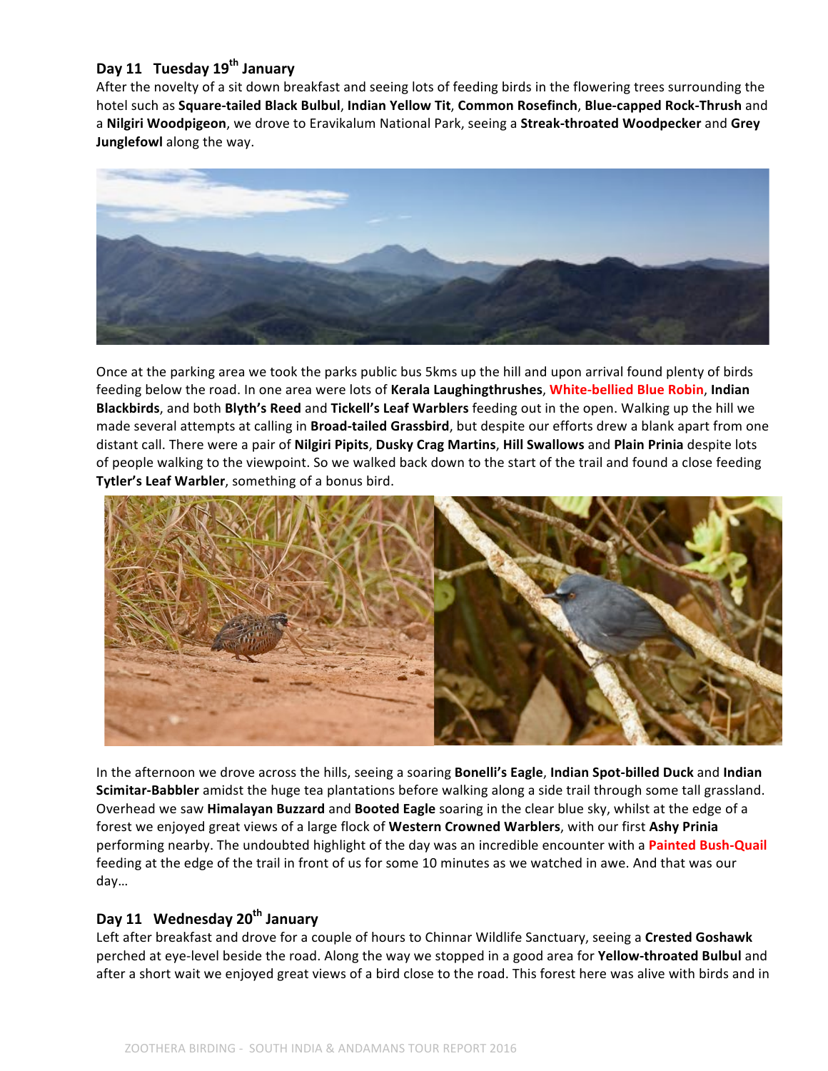## Day 11 Tuesday 19th January

After the novelty of a sit down breakfast and seeing lots of feeding birds in the flowering trees surrounding the hotel such as **Square-tailed Black Bulbul**, **Indian Yellow Tit**, **Common Rosefinch**, **Blue-capped Rock-Thrush** and a **Nilgiri Woodpigeon**, we drove to Eravikalum National Park, seeing a **Streak-throated Woodpecker** and **Grey Junglefowl** along the way.

Once at the parking area we took the parks public bus 5kms up the hill and upon arrival found plenty of birds feeding below the road. In one area were lots of **Kerala Laughingthrushes**, **White-bellied Blue Robin**, **Indian Blackbirds**, and both **Blyth's Reed** and **Tickell's Leaf Warblers** feeding out in the open. Walking up the hill we made several attempts at calling in **Broad-tailed Grassbird**, but despite our efforts drew a blank apart from one distant call. There were a pair of **Nilgiri Pipits**, **Dusky Crag Martins**, **Hill Swallows** and **Plain Prinia** despite lots of people walking to the viewpoint. So we walked back down to the start of the trail and found a close feeding **Tytler's Leaf Warbler**, something of a bonus bird.

In the afternoon we drove across the hills, seeing a soaring **Bonelli's Eagle**, **Indian Spot-billed Duck** and **Indian Scimitar-Babbler** amidst the huge tea plantations before walking along a side trail through some tall grassland. Overhead we saw **Himalayan Buzzard** and **Booted Eagle** soaring in the clear blue sky, whilst at the edge of a forest we enjoyed great views of a large flock of **Western Crowned Warblers**, with our first **Ashy Prinia** performing nearby. The undoubted highlight of the day was an incredible encounter with a **Painted Bush-Quail** feeding at the edge of the trail in front of us for some 10 minutes as we watched in awe. And that was our day…

## Day 11 Wednesday 20th January

Left after breakfast and drove for a couple of hours to Chinnar Wildlife Sanctuary, seeing a **Crested Goshawk** perched at eye-level beside the road. Along the way we stopped in a good area for **Yellow-throated Bulbul** and after a short wait we enjoyed great views of a bird close to the road. This forest here was alive with birds and in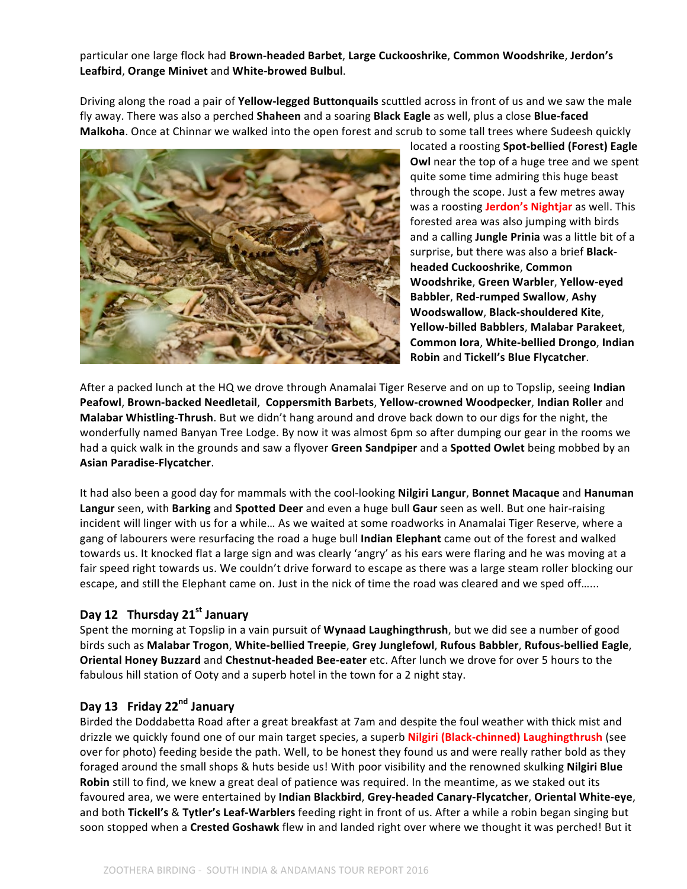particular one large flock had **Brown-headed Barbet**, **Large Cuckooshrike**, **Common Woodshrike**, **Jerdon's Leafbird**, **Orange Minivet** and **White-browed Bulbul**.

Driving along the road a pair of **Yellow-legged Buttonquails** scuttled across in front of us and we saw the male fly away. There was also a perched **Shaheen** and a soaring **Black Eagle** as well, plus a close **Blue-faced Malkoha**. Once at Chinnar we walked into the open forest and scrub to some tall trees where Sudeesh quickly located a roosting **Spot-bellied (Forest) Eagle Owl** near the top of a huge tree and we spent quite some time admiring this huge beast through the scope. Just a few metres away was a roosting **Jerdon's Nightjar** as well. This forested area was also jumping with birds and a calling **Jungle Prinia** was a little bit of a surprise, but there was also a brief **Black-headed Cuckooshrike**, **Common Woodshrike**, **Green Warbler**, **Yellow-eyed Babbler**, **Red-rumped Swallow**, **Ashy Woodswallow**, **Black-shouldered Kite**, **Yellow-billed Babblers**, **Malabar Parakeet**, **Common Iora**, **White-bellied Drongo**, **Indian Robin** and **Tickell's Blue Flycatcher**.

After a packed lunch at the HQ we drove through Anamalai Tiger Reserve and on up to Topslip, seeing **Indian Peafowl**, **Brown-backed Needletail**, **Coppersmith Barbets**, **Yellow-crowned Woodpecker**, **Indian Roller** and **Malabar Whistling-Thrush**. But we didn't hang around and drove back down to our digs for the night, the wonderfully named Banyan Tree Lodge. By now it was almost 6pm so after dumping our gear in the rooms we had a quick walk in the grounds and saw a flyover **Green Sandpiper** and a **Spotted Owlet** being mobbed by an **Asian Paradise-Flycatcher**.

It had also been a good day for mammals with the cool-looking **Nilgiri Langur**, **Bonnet Macaque** and **Hanuman Langur** seen, with **Barking** and **Spotted Deer** and even a huge bull **Gaur** seen as well. But one hair-raising incident will linger with us for a while… As we waited at some roadworks in Anamalai Tiger Reserve, where a gang of labourers were resurfacing the road a huge bull **Indian Elephant** came out of the forest and walked towards us. It knocked flat a large sign and was clearly 'angry' as his ears were flaring and he was moving at a fair speed right towards us. We couldn't drive forward to escape as there was a large steam roller blocking our escape, and still the Elephant came on. Just in the nick of time the road was cleared and we sped off……

## Day 12 Thursday 21st January

Spent the morning at Topslip in a vain pursuit of **Wynaad Laughingthrush**, but we did see a number of good birds such as **Malabar Trogon**, **White-bellied Treepie**, **Grey Junglefowl**, **Rufous Babbler**, **Rufous-bellied Eagle**, **Oriental Honey Buzzard** and **Chestnut-headed Bee-eater** etc. After lunch we drove for over 5 hours to the fabulous hill station of Ooty and a superb hotel in the town for a 2 night stay.

## Day 13 Friday 22nd January

Birded the Doddabetta Road after a great breakfast at 7am and despite the foul weather with thick mist and drizzle we quickly found one of our main target species, a superb **Nilgiri (Black-chinned) Laughingthrush** (see over for photo) feeding beside the path. Well, to be honest they found us and were really rather bold as they foraged around the small shops & huts beside us! With poor visibility and the renowned skulking **Nilgiri Blue Robin** still to find, we knew a great deal of patience was required. In the meantime, as we staked out its favoured area, we were entertained by **Indian Blackbird**, **Grey-headed Canary-Flycatcher**, **Oriental White-eye**, and both **Tickell's** & **Tytler's Leaf-Warblers** feeding right in front of us. After a while a robin began singing but soon stopped when a **Crested Goshawk** flew in and landed right over where we thought it was perched! But it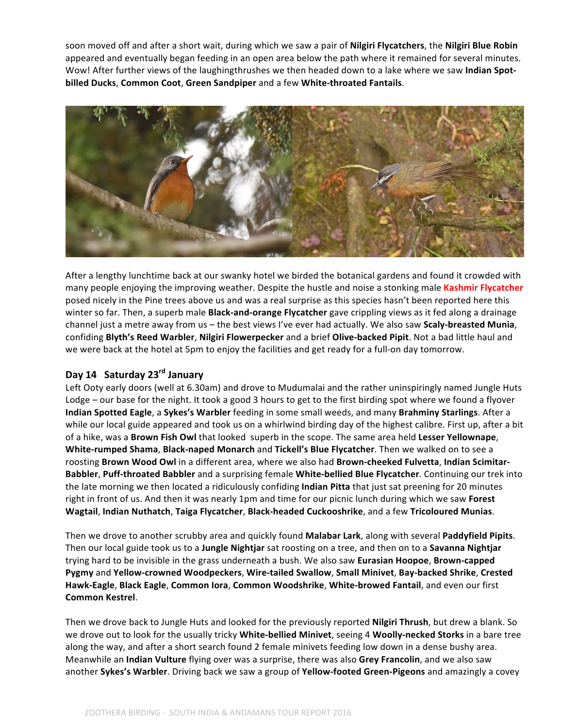soon moved off and after a short wait, during which we saw a pair of **Nilgiri Flycatchers**, the **Nilgiri Blue Robin** appeared and eventually began feeding in an open area below the path where it remained for several minutes. Wow! After further views of the laughingthrushes we then headed down to a lake where we saw **Indian Spot-billed Ducks**, **Common Coot**, **Green Sandpiper** and a few **White-throated Fantails**.

After a lengthy lunchtime back at our swanky hotel we birded the botanical gardens and found it crowded with many people enjoying the improving weather. Despite the hustle and noise a stonking male **Kashmir Flycatcher** posed nicely in the Pine trees above us and was a real surprise as this species hasn't been reported here this winter so far. Then, a superb male **Black-and-orange Flycatcher** gave crippling views as it fed along a drainage channel just a metre away from us – the best views I've ever had actually. We also saw **Scaly-breasted Munia**, confiding **Blyth's Reed Warbler**, **Nilgiri Flowerpecker** and a brief **Olive-backed Pipit**. Not a bad little haul and we were back at the hotel at 5pm to enjoy the facilities and get ready for a full-on day tomorrow.

## Day 14 Saturday 23rd January

Left Ooty early doors (well at 6.30am) and drove to Mudumalai and the rather uninspiringly named Jungle Huts Lodge – our base for the night. It took a good 3 hours to get to the first birding spot where we found a flyover **Indian Spotted Eagle**, a **Sykes's Warbler** feeding in some small weeds, and many **Brahminy Starlings**. After a while our local guide appeared and took us on a whirlwind birding day of the highest calibre. First up, after a bit of a hike, was a **Brown Fish Owl** that looked superb in the scope. The same area held **Lesser Yellownape**, **White-rumped Shama**, **Black-naped Monarch** and **Tickell's Blue Flycatcher**. Then we walked on to see a roosting **Brown Wood Owl** in a different area, where we also had **Brown-cheeked Fulvetta**, **Indian Scimitar-Babbler**, **Puff-throated Babbler** and a surprising female **White-bellied Blue Flycatcher**. Continuing our trek into the late morning we then located a ridiculously confiding **Indian Pitta** that just sat preening for 20 minutes right in front of us. And then it was nearly 1pm and time for our picnic lunch during which we saw **Forest Wagtail**, **Indian Nuthatch**, **Taiga Flycatcher**, **Black-headed Cuckooshrike**, and a few **Tricoloured Munias**.

Then we drove to another scrubby area and quickly found **Malabar Lark**, along with several **Paddyfield Pipits**. Then our local guide took us to a **Jungle Nightjar** sat roosting on a tree, and then on to a **Savanna Nightjar** trying hard to be invisible in the grass underneath a bush. We also saw **Eurasian Hoopoe**, **Brown-capped Pygmy** and **Yellow-crowned Woodpeckers**, **Wire-tailed Swallow**, **Small Minivet**, **Bay-backed Shrike**, **Crested Hawk-Eagle**, **Black Eagle**, **Common Iora**, **Common Woodshrike**, **White-browed Fantail**, and even our first **Common Kestrel**.

Then we drove back to Jungle Huts and looked for the previously reported **Nilgiri Thrush**, but drew a blank. So we drove out to look for the usually tricky **White-bellied Minivet**, seeing 4 **Woolly-necked Storks** in a bare tree along the way, and after a short search found 2 female minivets feeding low down in a dense bushy area. Meanwhile an **Indian Vulture** flying over was a surprise, there was also **Grey Francolin**, and we also saw another **Sykes's Warbler**. Driving back we saw a group of **Yellow-footed Green-Pigeons** and amazingly a covey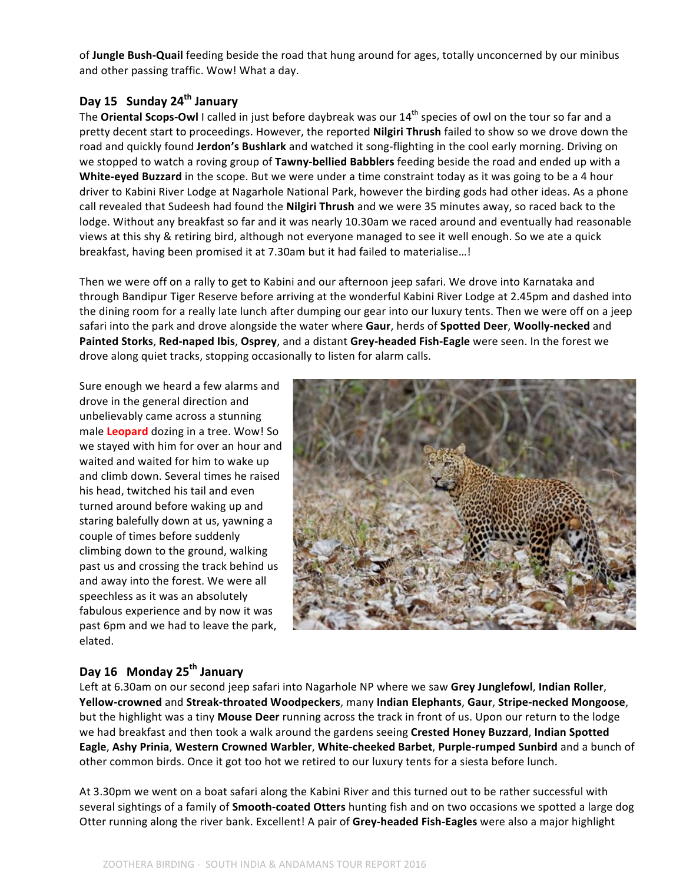of **Jungle Bush-Quail** feeding beside the road that hung around for ages, totally unconcerned by our minibus and other passing traffic. Wow! What a day.

### Day 15 Sunday 24th January

The **Oriental Scops-Owl** I called in just before daybreak was our 14th species of owl on the tour so far and a pretty decent start to proceedings. However, the reported **Nilgiri Thrush** failed to show so we drove down the road and quickly found **Jerdon's Bushlark** and watched it song-flighting in the cool early morning. Driving on we stopped to watch a roving group of **Tawny-bellied Babblers** feeding beside the road and ended up with a **White-eyed Buzzard** in the scope. But we were under a time constraint today as it was going to be a 4 hour driver to Kabini River Lodge at Nagarhole National Park, however the birding gods had other ideas. As a phone call revealed that Sudeesh had found the **Nilgiri Thrush** and we were 35 minutes away, so raced back to the lodge. Without any breakfast so far and it was nearly 10.30am we raced around and eventually had reasonable views at this shy & retiring bird, although not everyone managed to see it well enough. So we ate a quick breakfast, having been promised it at 7.30am but it had failed to materialise…!

Then we were off on a rally to get to Kabini and our afternoon jeep safari. We drove into Karnataka and through Bandipur Tiger Reserve before arriving at the wonderful Kabini River Lodge at 2.45pm and dashed into the dining room for a really late lunch after dumping our gear into our luxury tents. Then we were off on a jeep safari into the park and drove alongside the water where **Gaur**, herds of **Spotted Deer**, **Woolly-necked** and **Painted Storks**, **Red-naped Ibis**, **Osprey**, and a distant **Grey-headed Fish-Eagle** were seen. In the forest we drove along quiet tracks, stopping occasionally to listen for alarm calls.

Sure enough we heard a few alarms and drove in the general direction and unbelievably came across a stunning male **Leopard** dozing in a tree. Wow! So we stayed with him for over an hour and waited and waited for him to wake up and climb down. Several times he raised his head, twitched his tail and even turned around before waking up and staring balefully down at us, yawning a couple of times before suddenly climbing down to the ground, walking past us and crossing the track behind us and away into the forest. We were all speechless as it was an absolutely fabulous experience and by now it was past 6pm and we had to leave the park, elated.

### Day 16 Monday 25th January

Left at 6.30am on our second jeep safari into Nagarhole NP where we saw **Grey Junglefowl**, **Indian Roller**, **Yellow-crowned** and **Streak-throated Woodpeckers**, many **Indian Elephants**, **Gaur**, **Stripe-necked Mongoose**, but the highlight was a tiny **Mouse Deer** running across the track in front of us. Upon our return to the lodge we had breakfast and then took a walk around the gardens seeing **Crested Honey Buzzard**, **Indian Spotted Eagle**, **Ashy Prinia**, **Western Crowned Warbler**, **White-cheeked Barbet**, **Purple-rumped Sunbird** and a bunch of other common birds. Once it got too hot we retired to our luxury tents for a siesta before lunch.

At 3.30pm we went on a boat safari along the Kabini River and this turned out to be rather successful with several sightings of a family of **Smooth-coated Otters** hunting fish and on two occasions we spotted a large dog Otter running along the river bank. Excellent! A pair of **Grey-headed Fish-Eagles** were also a major highlight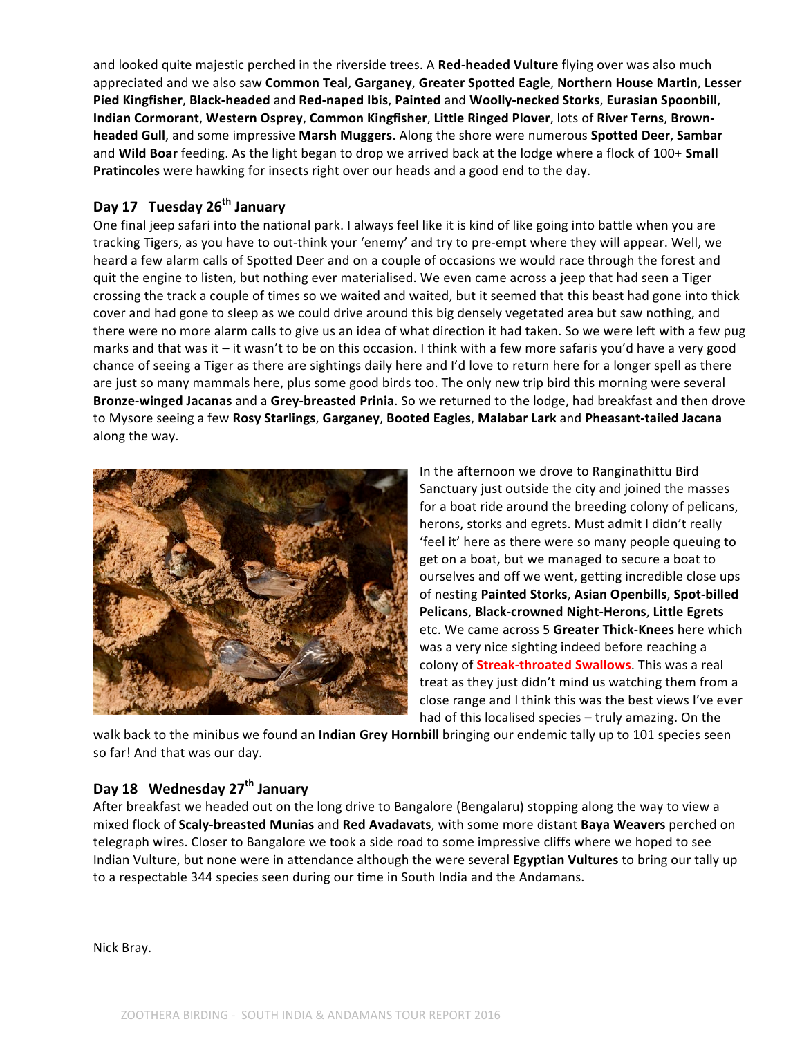and looked quite majestic perched in the riverside trees. A **Red-headed Vulture** flying over was also much appreciated and we also saw **Common Teal**, **Garganey**, **Greater Spotted Eagle**, **Northern House Martin**, **Lesser Pied Kingfisher**, **Black-headed** and **Red-naped Ibis**, **Painted** and **Woolly-necked Storks**, **Eurasian Spoonbill**, **Indian Cormorant**, **Western Osprey**, **Common Kingfisher**, **Little Ringed Plover**, lots of **River Terns**, **Brown-headed Gull**, and some impressive **Marsh Muggers**. Along the shore were numerous **Spotted Deer**, **Sambar** and **Wild Boar** feeding. As the light began to drop we arrived back at the lodge where a flock of 100+ **Small Pratincoles** were hawking for insects right over our heads and a good end to the day.

## Day 17 Tuesday 26th January

One final jeep safari into the national park. I always feel like it is kind of like going into battle when you are tracking Tigers, as you have to out-think your 'enemy' and try to pre-empt where they will appear. Well, we heard a few alarm calls of Spotted Deer and on a couple of occasions we would race through the forest and quit the engine to listen, but nothing ever materialised. We even came across a jeep that had seen a Tiger crossing the track a couple of times so we waited and waited, but it seemed that this beast had gone into thick cover and had gone to sleep as we could drive around this big densely vegetated area but saw nothing, and there were no more alarm calls to give us an idea of what direction it had taken. So we were left with a few pug marks and that was it – it wasn't to be on this occasion. I think with a few more safaris you'd have a very good chance of seeing a Tiger as there are sightings daily here and I'd love to return here for a longer spell as there are just so many mammals here, plus some good birds too. The only new trip bird this morning were several **Bronze-winged Jacanas** and a **Grey-breasted Prinia**. So we returned to the lodge, had breakfast and then drove to Mysore seeing a few **Rosy Starlings**, **Garganey**, **Booted Eagles**, **Malabar Lark** and **Pheasant-tailed Jacana** along the way.

In the afternoon we drove to Ranginathittu Bird Sanctuary just outside the city and joined the masses for a boat ride around the breeding colony of pelicans, herons, storks and egrets. Must admit I didn't really 'feel it' here as there were so many people queuing to get on a boat, but we managed to secure a boat to ourselves and off we went, getting incredible close ups of nesting **Painted Storks**, **Asian Openbills**, **Spot-billed Pelicans**, **Black-crowned Night-Herons**, **Little Egrets** etc. We came across 5 **Greater Thick-Knees** here which was a very nice sighting indeed before reaching a colony of **Streak-throated Swallows**. This was a real treat as they just didn't mind us watching them from a close range and I think this was the best views I've ever had of this localised species – truly amazing. On the walk back to the minibus we found an **Indian Grey Hornbill** bringing our endemic tally up to 101 species seen so far! And that was our day.

## Day 18 Wednesday 27th January

After breakfast we headed out on the long drive to Bangalore (Bengalaru) stopping along the way to view a mixed flock of **Scaly-breasted Munias** and **Red Avadavats**, with some more distant **Baya Weavers** perched on telegraph wires. Closer to Bangalore we took a side road to some impressive cliffs where we hoped to see Indian Vulture, but none were in attendance although the were several **Egyptian Vultures** to bring our tally up to a respectable 344 species seen during our time in South India and the Andamans.

Nick Bray.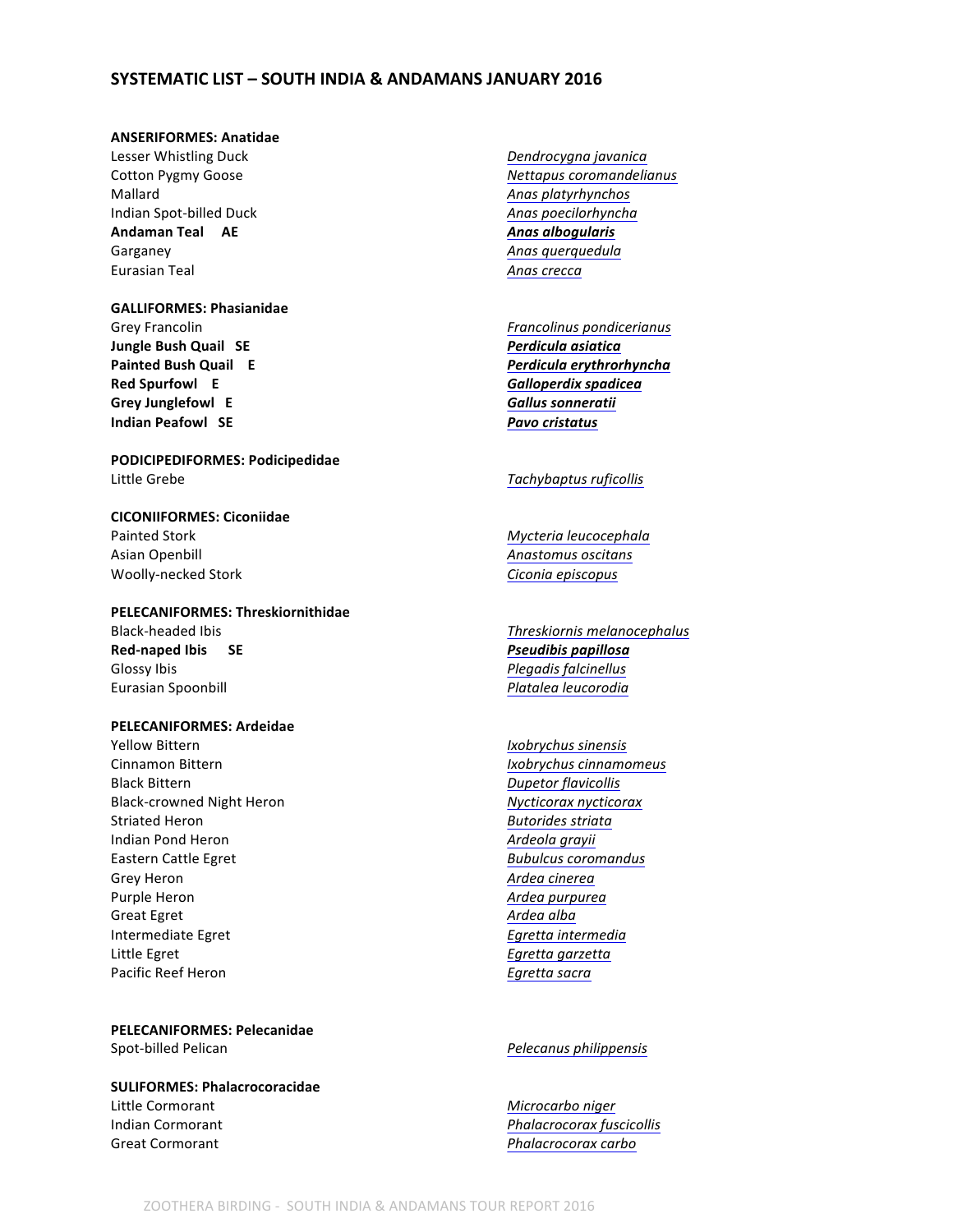## SYSTEMATIC LIST – SOUTH INDIA & ANDAMANS JANUARY 2016

**ANSERIFORMES: Anatidae**

Lesser Whistling Duck — *Dendrocygna javanica*
Cotton Pygmy Goose — *Nettapus coromandelianus*
Mallard — *Anas platyrhynchos*
Indian Spot-billed Duck — *Anas poecilorhyncha*
**Andaman Teal AE** — ***Anas albogularis***
Garganey — *Anas querquedula*
Eurasian Teal — *Anas crecca*

**GALLIFORMES: Phasianidae**

Grey Francolin — *Francolinus pondicerianus*
**Jungle Bush Quail SE** — ***Perdicula asiatica***
**Painted Bush Quail E** — ***Perdicula erythrorhyncha***
**Red Spurfowl E** — ***Galloperdix spadicea***
**Grey Junglefowl E** — ***Gallus sonneratii***
**Indian Peafowl SE** — ***Pavo cristatus***

**PODICIPEDIFORMES: Podicipedidae**

Little Grebe — *Tachybaptus ruficollis*

**CICONIIFORMES: Ciconiidae**

Painted Stork — *Mycteria leucocephala*
Asian Openbill — *Anastomus oscitans*
Woolly-necked Stork — *Ciconia episcopus*

**PELECANIFORMES: Threskiornithidae**

Black-headed Ibis — *Threskiornis melanocephalus*
**Red-naped Ibis SE** — ***Pseudibis papillosa***
Glossy Ibis — *Plegadis falcinellus*
Eurasian Spoonbill — *Platalea leucorodia*

**PELECANIFORMES: Ardeidae**

Yellow Bittern — *Ixobrychus sinensis*
Cinnamon Bittern — *Ixobrychus cinnamomeus*
Black Bittern — *Dupetor flavicollis*
Black-crowned Night Heron — *Nycticorax nycticorax*
Striated Heron — *Butorides striata*
Indian Pond Heron — *Ardeola grayii*
Eastern Cattle Egret — *Bubulcus coromandus*
Grey Heron — *Ardea cinerea*
Purple Heron — *Ardea purpurea*
Great Egret — *Ardea alba*
Intermediate Egret — *Egretta intermedia*
Little Egret — *Egretta garzetta*
Pacific Reef Heron — *Egretta sacra*

**PELECANIFORMES: Pelecanidae**

Spot-billed Pelican — *Pelecanus philippensis*

**SULIFORMES: Phalacrocoracidae**

Little Cormorant — *Microcarbo niger*
Indian Cormorant — *Phalacrocorax fuscicollis*
Great Cormorant — *Phalacrocorax carbo*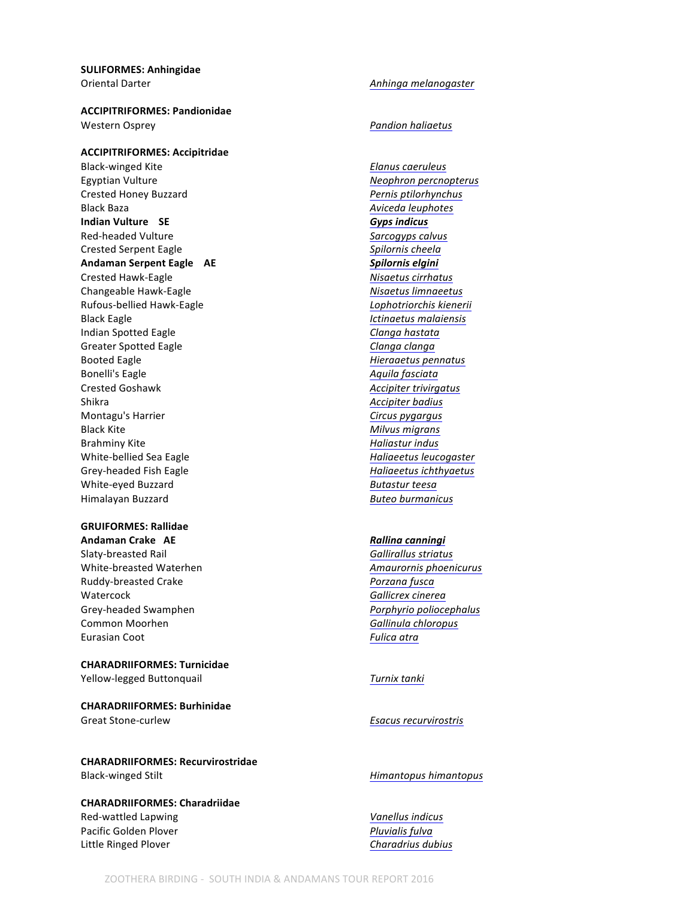**SULIFORMES: Anhingidae**

Oriental Darter — *Anhinga melanogaster*

**ACCIPITRIFORMES: Pandionidae**

Western Osprey — *Pandion haliaetus*

**ACCIPITRIFORMES: Accipitridae**

Black-winged Kite — *Elanus caeruleus*
Egyptian Vulture — *Neophron percnopterus*
Crested Honey Buzzard — *Pernis ptilorhynchus*
Black Baza — *Aviceda leuphotes*
**Indian Vulture SE** — ***Gyps indicus***
Red-headed Vulture — *Sarcogyps calvus*
Crested Serpent Eagle — *Spilornis cheela*
**Andaman Serpent Eagle AE** — ***Spilornis elgini***
Crested Hawk-Eagle — *Nisaetus cirrhatus*
Changeable Hawk-Eagle — *Nisaetus limnaeetus*
Rufous-bellied Hawk-Eagle — *Lophotriorchis kienerii*
Black Eagle — *Ictinaetus malaiensis*
Indian Spotted Eagle — *Clanga hastata*
Greater Spotted Eagle — *Clanga clanga*
Booted Eagle — *Hieraaetus pennatus*
Bonelli's Eagle — *Aquila fasciata*
Crested Goshawk — *Accipiter trivirgatus*
Shikra — *Accipiter badius*
Montagu's Harrier — *Circus pygargus*
Black Kite — *Milvus migrans*
Brahminy Kite — *Haliastur indus*
White-bellied Sea Eagle — *Haliaeetus leucogaster*
Grey-headed Fish Eagle — *Haliaeetus ichthyaetus*
White-eyed Buzzard — *Butastur teesa*
Himalayan Buzzard — *Buteo burmanicus*

**GRUIFORMES: Rallidae**

**Andaman Crake AE** — ***Rallina canningi***
Slaty-breasted Rail — *Gallirallus striatus*
White-breasted Waterhen — *Amaurornis phoenicurus*
Ruddy-breasted Crake — *Porzana fusca*
Watercock — *Gallicrex cinerea*
Grey-headed Swamphen — *Porphyrio poliocephalus*
Common Moorhen — *Gallinula chloropus*
Eurasian Coot — *Fulica atra*

**CHARADRIIFORMES: Turnicidae**

Yellow-legged Buttonquail — *Turnix tanki*

**CHARADRIIFORMES: Burhinidae**

Great Stone-curlew — *Esacus recurvirostris*

**CHARADRIIFORMES: Recurvirostridae**

Black-winged Stilt — *Himantopus himantopus*

**CHARADRIIFORMES: Charadriidae**

Red-wattled Lapwing — *Vanellus indicus*
Pacific Golden Plover — *Pluvialis fulva*
Little Ringed Plover — *Charadrius dubius*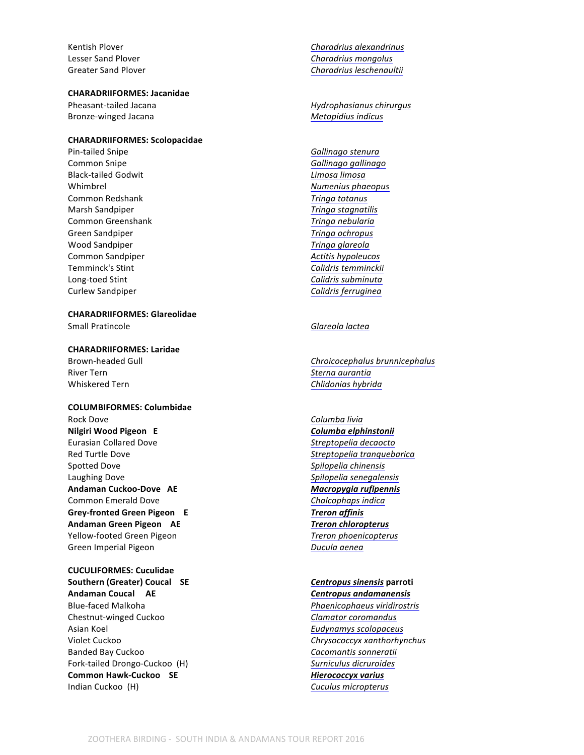Kentish Plover | *Charadrius alexandrinus*
Lesser Sand Plover | *Charadrius mongolus*
Greater Sand Plover | *Charadrius leschenaultii*

**CHARADRIIFORMES: Jacanidae**

| | |
|---|---|
| Pheasant-tailed Jacana | *Hydrophasianus chirurgus* |
| Bronze-winged Jacana | *Metopidius indicus* |

**CHARADRIIFORMES: Scolopacidae**

| | |
|---|---|
| Pin-tailed Snipe | *Gallinago stenura* |
| Common Snipe | *Gallinago gallinago* |
| Black-tailed Godwit | *Limosa limosa* |
| Whimbrel | *Numenius phaeopus* |
| Common Redshank | *Tringa totanus* |
| Marsh Sandpiper | *Tringa stagnatilis* |
| Common Greenshank | *Tringa nebularia* |
| Green Sandpiper | *Tringa ochropus* |
| Wood Sandpiper | *Tringa glareola* |
| Common Sandpiper | *Actitis hypoleucos* |
| Temminck's Stint | *Calidris temminckii* |
| Long-toed Stint | *Calidris subminuta* |
| Curlew Sandpiper | *Calidris ferruginea* |

**CHARADRIIFORMES: Glareolidae**

| | |
|---|---|
| Small Pratincole | *Glareola lactea* |

**CHARADRIIFORMES: Laridae**

| | |
|---|---|
| Brown-headed Gull | *Chroicocephalus brunnicephalus* |
| River Tern | *Sterna aurantia* |
| Whiskered Tern | *Chlidonias hybrida* |

**COLUMBIFORMES: Columbidae**

| | |
|---|---|
| Rock Dove | *Columba livia* |
| **Nilgiri Wood Pigeon E** | ***Columba elphinstonii*** |
| Eurasian Collared Dove | *Streptopelia decaocto* |
| Red Turtle Dove | *Streptopelia tranquebarica* |
| Spotted Dove | *Spilopelia chinensis* |
| Laughing Dove | *Spilopelia senegalensis* |
| **Andaman Cuckoo-Dove AE** | ***Macropygia rufipennis*** |
| Common Emerald Dove | *Chalcophaps indica* |
| **Grey-fronted Green Pigeon E** | ***Treron affinis*** |
| **Andaman Green Pigeon AE** | ***Treron chloropterus*** |
| Yellow-footed Green Pigeon | *Treron phoenicopterus* |
| Green Imperial Pigeon | *Ducula aenea* |

**CUCULIFORMES: Cuculidae**

| | |
|---|---|
| **Southern (Greater) Coucal SE** | ***Centropus sinensis* parroti** |
| **Andaman Coucal AE** | ***Centropus andamanensis*** |
| Blue-faced Malkoha | *Phaenicophaeus viridirostris* |
| Chestnut-winged Cuckoo | *Clamator coromandus* |
| Asian Koel | *Eudynamys scolopaceus* |
| Violet Cuckoo | *Chrysococcyx xanthorhynchus* |
| Banded Bay Cuckoo | *Cacomantis sonneratii* |
| Fork-tailed Drongo-Cuckoo (H) | *Surniculus dicruroides* |
| **Common Hawk-Cuckoo SE** | ***Hierococcyx varius*** |
| Indian Cuckoo (H) | *Cuculus micropterus* |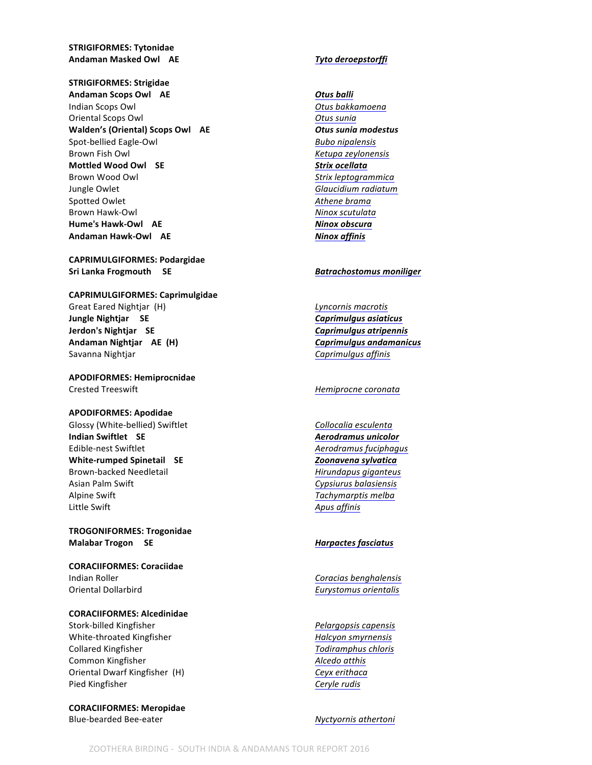**STRIGIFORMES: Tytonidae**

| | |
|---|---|
| **Andaman Masked Owl AE** | ***Tyto deroepstorffi*** |

**STRIGIFORMES: Strigidae**

| | |
|---|---|
| **Andaman Scops Owl AE** | ***Otus balli*** |
| Indian Scops Owl | *Otus bakkamoena* |
| Oriental Scops Owl | *Otus sunia* |
| **Walden's (Oriental) Scops Owl AE** | ***Otus sunia modestus*** |
| Spot-bellied Eagle-Owl | *Bubo nipalensis* |
| Brown Fish Owl | *Ketupa zeylonensis* |
| **Mottled Wood Owl SE** | ***Strix ocellata*** |
| Brown Wood Owl | *Strix leptogrammica* |
| Jungle Owlet | *Glaucidium radiatum* |
| Spotted Owlet | *Athene brama* |
| Brown Hawk-Owl | *Ninox scutulata* |
| **Hume's Hawk-Owl AE** | ***Ninox obscura*** |
| **Andaman Hawk-Owl AE** | ***Ninox affinis*** |

**CAPRIMULGIFORMES: Podargidae**

| | |
|---|---|
| **Sri Lanka Frogmouth SE** | ***Batrachostomus moniliger*** |

**CAPRIMULGIFORMES: Caprimulgidae**

| | |
|---|---|
| Great Eared Nightjar (H) | *Lyncornis macrotis* |
| **Jungle Nightjar SE** | ***Caprimulgus asiaticus*** |
| **Jerdon's Nightjar SE** | ***Caprimulgus atripennis*** |
| **Andaman Nightjar AE (H)** | ***Caprimulgus andamanicus*** |
| Savanna Nightjar | *Caprimulgus affinis* |

**APODIFORMES: Hemiprocnidae**

| | |
|---|---|
| Crested Treeswift | *Hemiprocne coronata* |

**APODIFORMES: Apodidae**

| | |
|---|---|
| Glossy (White-bellied) Swiftlet | *Collocalia esculenta* |
| **Indian Swiftlet SE** | ***Aerodramus unicolor*** |
| Edible-nest Swiftlet | *Aerodramus fuciphagus* |
| **White-rumped Spinetail SE** | ***Zoonavena sylvatica*** |
| Brown-backed Needletail | *Hirundapus giganteus* |
| Asian Palm Swift | *Cypsiurus balasiensis* |
| Alpine Swift | *Tachymarptis melba* |
| Little Swift | *Apus affinis* |

**TROGONIFORMES: Trogonidae**

| | |
|---|---|
| **Malabar Trogon SE** | ***Harpactes fasciatus*** |

**CORACIIFORMES: Coraciidae**

| | |
|---|---|
| Indian Roller | *Coracias benghalensis* |
| Oriental Dollarbird | *Eurystomus orientalis* |

**CORACIIFORMES: Alcedinidae**

| | |
|---|---|
| Stork-billed Kingfisher | *Pelargopsis capensis* |
| White-throated Kingfisher | *Halcyon smyrnensis* |
| Collared Kingfisher | *Todiramphus chloris* |
| Common Kingfisher | *Alcedo atthis* |
| Oriental Dwarf Kingfisher (H) | *Ceyx erithaca* |
| Pied Kingfisher | *Ceryle rudis* |

**CORACIIFORMES: Meropidae**

| | |
|---|---|
| Blue-bearded Bee-eater | *Nyctyornis athertoni* |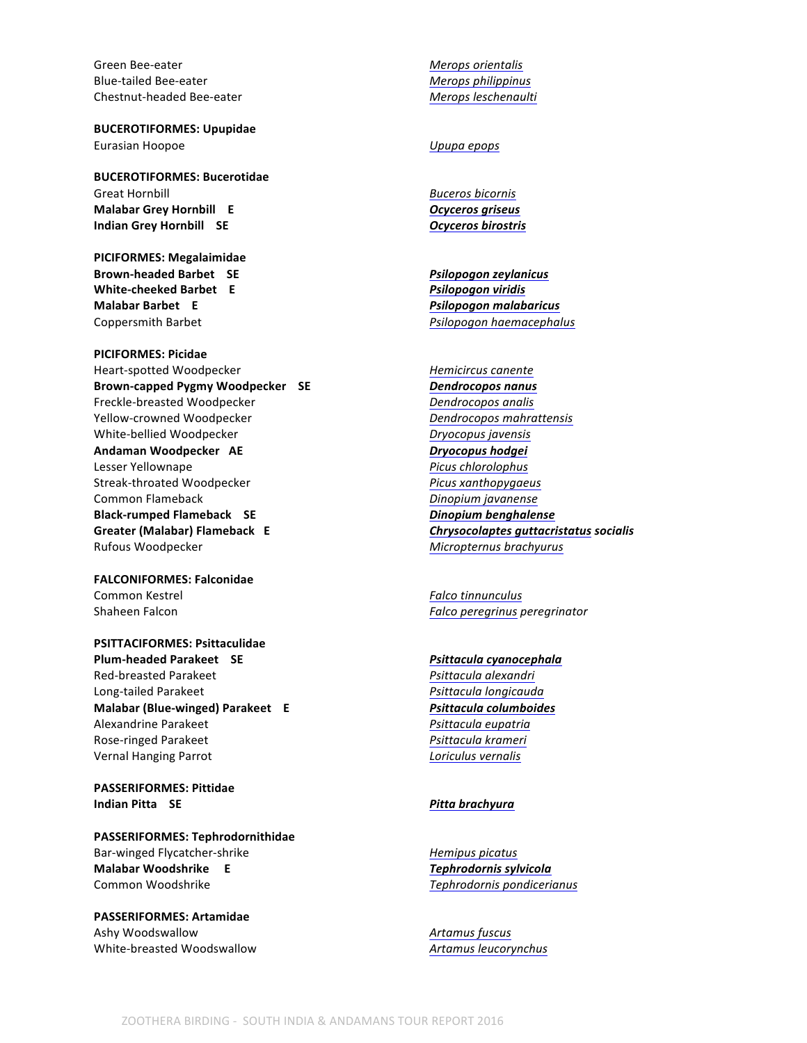Green Bee-eater — *Merops orientalis*
Blue-tailed Bee-eater — *Merops philippinus*
Chestnut-headed Bee-eater — *Merops leschenaulti*

**BUCEROTIFORMES: Upupidae**

Eurasian Hoopoe — *Upupa epops*

**BUCEROTIFORMES: Bucerotidae**

Great Hornbill — *Buceros bicornis*
**Malabar Grey Hornbill E** — ***Ocyceros griseus***
**Indian Grey Hornbill SE** — ***Ocyceros birostris***

**PICIFORMES: Megalaimidae**

**Brown-headed Barbet SE** — ***Psilopogon zeylanicus***
**White-cheeked Barbet E** — ***Psilopogon viridis***
**Malabar Barbet E** — ***Psilopogon malabaricus***
Coppersmith Barbet — *Psilopogon haemacephalus*

**PICIFORMES: Picidae**

Heart-spotted Woodpecker — *Hemicircus canente*
**Brown-capped Pygmy Woodpecker SE** — ***Dendrocopos nanus***
Freckle-breasted Woodpecker — *Dendrocopos analis*
Yellow-crowned Woodpecker — *Dendrocopos mahrattensis*
White-bellied Woodpecker — *Dryocopus javensis*
**Andaman Woodpecker AE** — ***Dryocopus hodgei***
Lesser Yellownape — *Picus chlorolophus*
Streak-throated Woodpecker — *Picus xanthopygaeus*
Common Flameback — *Dinopium javanense*
**Black-rumped Flameback SE** — ***Dinopium benghalense***
**Greater (Malabar) Flameback E** — ***Chrysocolaptes guttacristatus socialis***
Rufous Woodpecker — *Micropternus brachyurus*

**FALCONIFORMES: Falconidae**

Common Kestrel — *Falco tinnunculus*
Shaheen Falcon — *Falco peregrinus peregrinator*

**PSITTACIFORMES: Psittaculidae**

**Plum-headed Parakeet SE** — ***Psittacula cyanocephala***
Red-breasted Parakeet — *Psittacula alexandri*
Long-tailed Parakeet — *Psittacula longicauda*
**Malabar (Blue-winged) Parakeet E** — ***Psittacula columboides***
Alexandrine Parakeet — *Psittacula eupatria*
Rose-ringed Parakeet — *Psittacula krameri*
Vernal Hanging Parrot — *Loriculus vernalis*

**PASSERIFORMES: Pittidae**

**Indian Pitta SE** — ***Pitta brachyura***

**PASSERIFORMES: Tephrodornithidae**

Bar-winged Flycatcher-shrike — *Hemipus picatus*
**Malabar Woodshrike E** — ***Tephrodornis sylvicola***
Common Woodshrike — *Tephrodornis pondicerianus*

**PASSERIFORMES: Artamidae**

Ashy Woodswallow — *Artamus fuscus*
White-breasted Woodswallow — *Artamus leucorynchus*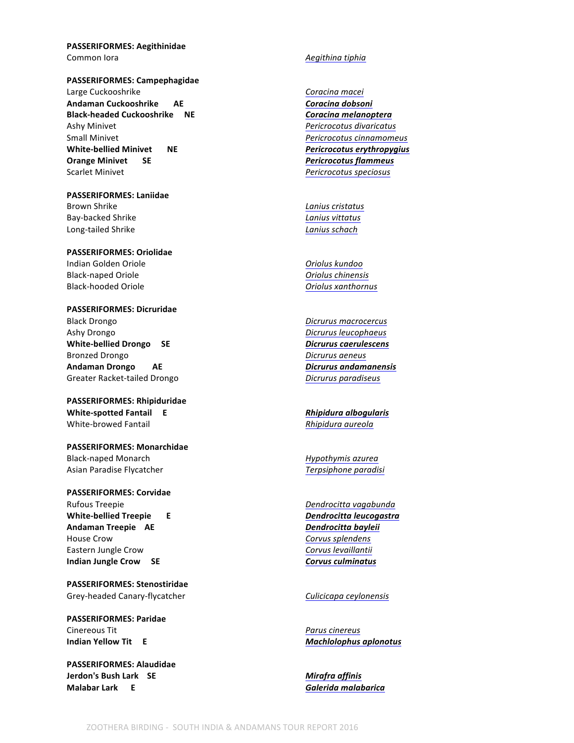**PASSERIFORMES: Aegithinidae**
Common Iora — *Aegithina tiphia*

**PASSERIFORMES: Campephagidae**
Large Cuckooshrike — *Coracina macei*
**Andaman Cuckooshrike AE** — ***Coracina dobsoni***
**Black-headed Cuckooshrike NE** — ***Coracina melanoptera***
Ashy Minivet — *Pericrocotus divaricatus*
Small Minivet — *Pericrocotus cinnamomeus*
**White-bellied Minivet NE** — ***Pericrocotus erythropygius***
**Orange Minivet SE** — ***Pericrocotus flammeus***
Scarlet Minivet — *Pericrocotus speciosus*

**PASSERIFORMES: Laniidae**
Brown Shrike — *Lanius cristatus*
Bay-backed Shrike — *Lanius vittatus*
Long-tailed Shrike — *Lanius schach*

**PASSERIFORMES: Oriolidae**
Indian Golden Oriole — *Oriolus kundoo*
Black-naped Oriole — *Oriolus chinensis*
Black-hooded Oriole — *Oriolus xanthornus*

**PASSERIFORMES: Dicruridae**
Black Drongo — *Dicrurus macrocercus*
Ashy Drongo — *Dicrurus leucophaeus*
**White-bellied Drongo SE** — ***Dicrurus caerulescens***
Bronzed Drongo — *Dicrurus aeneus*
**Andaman Drongo AE** — ***Dicrurus andamanensis***
Greater Racket-tailed Drongo — *Dicrurus paradiseus*

**PASSERIFORMES: Rhipiduridae**
**White-spotted Fantail E** — ***Rhipidura albogularis***
White-browed Fantail — *Rhipidura aureola*

**PASSERIFORMES: Monarchidae**
Black-naped Monarch — *Hypothymis azurea*
Asian Paradise Flycatcher — *Terpsiphone paradisi*

**PASSERIFORMES: Corvidae**
Rufous Treepie — *Dendrocitta vagabunda*
**White-bellied Treepie E** — ***Dendrocitta leucogastra***
**Andaman Treepie AE** — ***Dendrocitta bayleii***
House Crow — *Corvus splendens*
Eastern Jungle Crow — *Corvus levaillantii*
**Indian Jungle Crow SE** — ***Corvus culminatus***

**PASSERIFORMES: Stenostiridae**
Grey-headed Canary-flycatcher — *Culicicapa ceylonensis*

**PASSERIFORMES: Paridae**
Cinereous Tit — *Parus cinereus*
**Indian Yellow Tit E** — ***Machlolophus aplonotus***

**PASSERIFORMES: Alaudidae**
**Jerdon's Bush Lark SE** — ***Mirafra affinis***
**Malabar Lark E** — ***Galerida malabarica***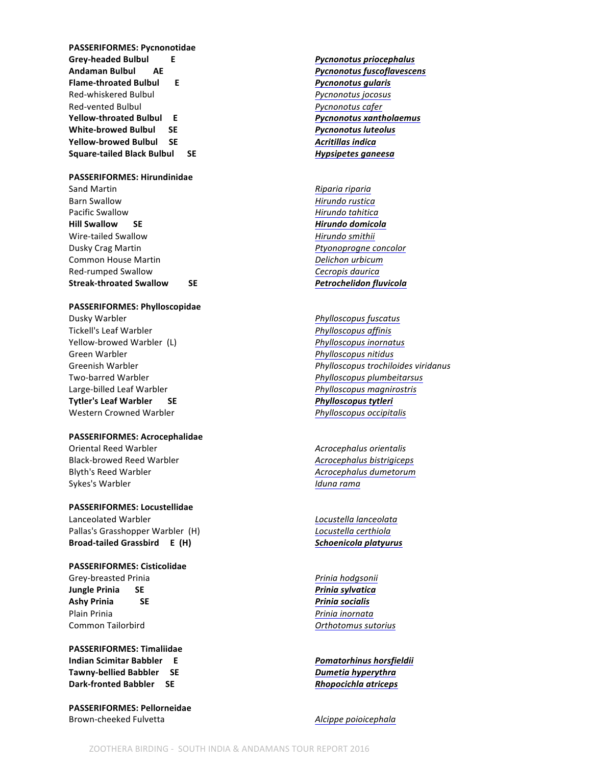**PASSERIFORMES: Pycnonotidae**

| | |
|---|---|
| **Grey-headed Bulbul E** | ***Pycnonotus priocephalus*** |
| **Andaman Bulbul AE** | ***Pycnonotus fuscoflavescens*** |
| **Flame-throated Bulbul E** | ***Pycnonotus gularis*** |
| Red-whiskered Bulbul | *Pycnonotus jocosus* |
| Red-vented Bulbul | *Pycnonotus cafer* |
| **Yellow-throated Bulbul E** | ***Pycnonotus xantholaemus*** |
| **White-browed Bulbul SE** | ***Pycnonotus luteolus*** |
| **Yellow-browed Bulbul SE** | ***Acritillas indica*** |
| **Square-tailed Black Bulbul SE** | ***Hypsipetes ganeesa*** |

**PASSERIFORMES: Hirundinidae**

| | |
|---|---|
| Sand Martin | *Riparia riparia* |
| Barn Swallow | *Hirundo rustica* |
| Pacific Swallow | *Hirundo tahitica* |
| **Hill Swallow SE** | ***Hirundo domicola*** |
| Wire-tailed Swallow | *Hirundo smithii* |
| Dusky Crag Martin | *Ptyonoprogne concolor* |
| Common House Martin | *Delichon urbicum* |
| Red-rumped Swallow | *Cecropis daurica* |
| **Streak-throated Swallow SE** | ***Petrochelidon fluvicola*** |

**PASSERIFORMES: Phylloscopidae**

| | |
|---|---|
| Dusky Warbler | *Phylloscopus fuscatus* |
| Tickell's Leaf Warbler | *Phylloscopus affinis* |
| Yellow-browed Warbler (L) | *Phylloscopus inornatus* |
| Green Warbler | *Phylloscopus nitidus* |
| Greenish Warbler | *Phylloscopus trochiloides viridanus* |
| Two-barred Warbler | *Phylloscopus plumbeitarsus* |
| Large-billed Leaf Warbler | *Phylloscopus magnirostris* |
| **Tytler's Leaf Warbler SE** | ***Phylloscopus tytleri*** |
| Western Crowned Warbler | *Phylloscopus occipitalis* |

**PASSERIFORMES: Acrocephalidae**

| | |
|---|---|
| Oriental Reed Warbler | *Acrocephalus orientalis* |
| Black-browed Reed Warbler | *Acrocephalus bistrigiceps* |
| Blyth's Reed Warbler | *Acrocephalus dumetorum* |
| Sykes's Warbler | *Iduna rama* |

**PASSERIFORMES: Locustellidae**

| | |
|---|---|
| Lanceolated Warbler | *Locustella lanceolata* |
| Pallas's Grasshopper Warbler (H) | *Locustella certhiola* |
| **Broad-tailed Grassbird E (H)** | ***Schoenicola platyurus*** |

**PASSERIFORMES: Cisticolidae**

| | |
|---|---|
| Grey-breasted Prinia | *Prinia hodgsonii* |
| **Jungle Prinia SE** | ***Prinia sylvatica*** |
| **Ashy Prinia SE** | ***Prinia socialis*** |
| Plain Prinia | *Prinia inornata* |
| Common Tailorbird | *Orthotomus sutorius* |

**PASSERIFORMES: Timaliidae**

| | |
|---|---|
| **Indian Scimitar Babbler E** | ***Pomatorhinus horsfieldii*** |
| **Tawny-bellied Babbler SE** | ***Dumetia hyperythra*** |
| **Dark-fronted Babbler SE** | ***Rhopocichla atriceps*** |

**PASSERIFORMES: Pellorneidae**

| | |
|---|---|
| Brown-cheeked Fulvetta | *Alcippe poioicephala* |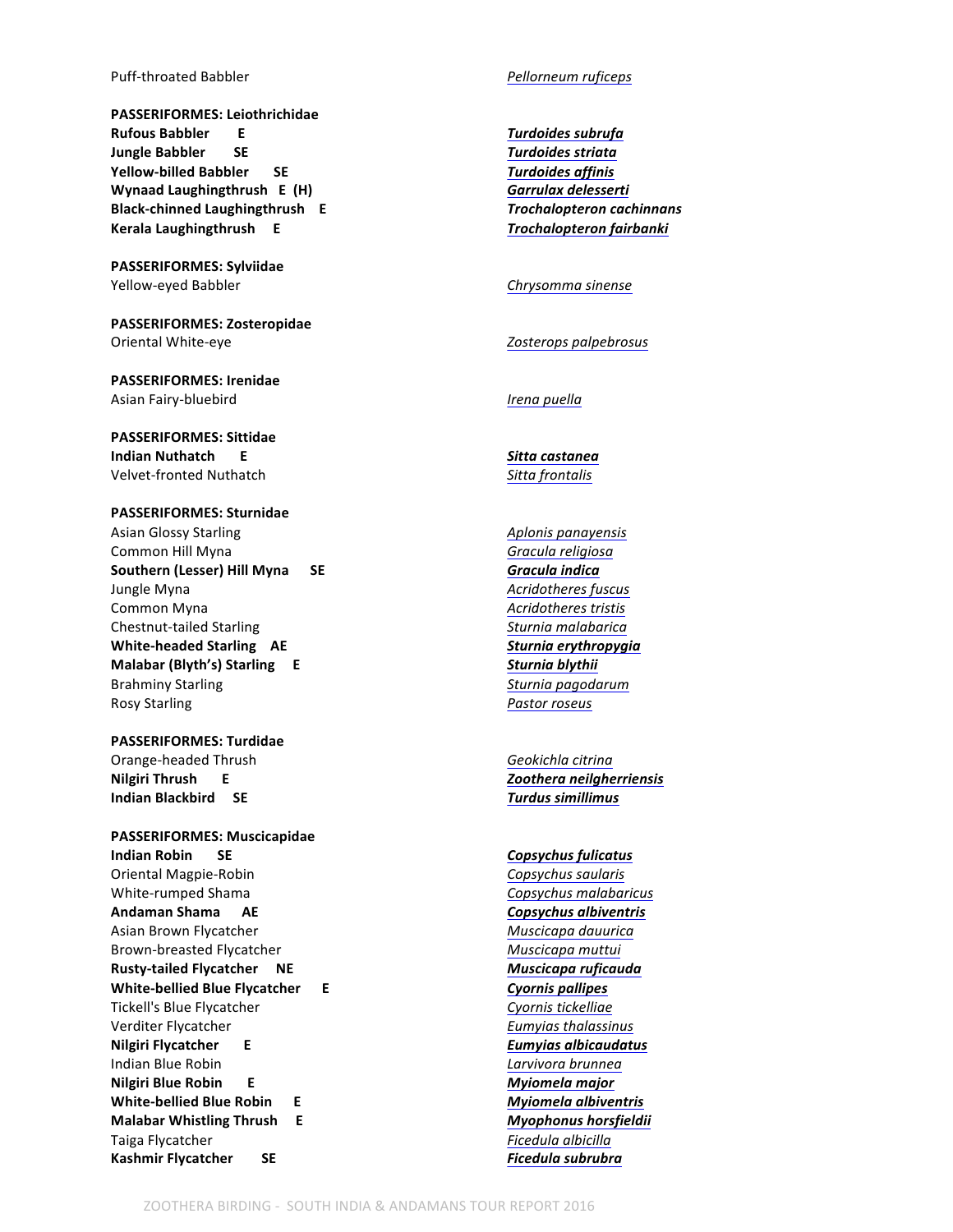Puff-throated Babbler *Pellorneum ruficeps*

**PASSERIFORMES: Leiothrichidae**

**Rufous Babbler E** ***Turdoides subrufa***
**Jungle Babbler SE** ***Turdoides striata***
**Yellow-billed Babbler SE** ***Turdoides affinis***
**Wynaad Laughingthrush E (H)** ***Garrulax delesserti***
**Black-chinned Laughingthrush E** ***Trochalopteron cachinnans***
**Kerala Laughingthrush E** ***Trochalopteron fairbanki***

**PASSERIFORMES: Sylviidae**

Yellow-eyed Babbler *Chrysomma sinense*

**PASSERIFORMES: Zosteropidae**

Oriental White-eye *Zosterops palpebrosus*

**PASSERIFORMES: Irenidae**

Asian Fairy-bluebird *Irena puella*

**PASSERIFORMES: Sittidae**

**Indian Nuthatch E** ***Sitta castanea***
Velvet-fronted Nuthatch *Sitta frontalis*

**PASSERIFORMES: Sturnidae**

Asian Glossy Starling *Aplonis panayensis*
Common Hill Myna *Gracula religiosa*
**Southern (Lesser) Hill Myna SE** ***Gracula indica***
Jungle Myna *Acridotheres fuscus*
Common Myna *Acridotheres tristis*
Chestnut-tailed Starling *Sturnia malabarica*
**White-headed Starling AE** ***Sturnia erythropygia***
**Malabar (Blyth's) Starling E** ***Sturnia blythii***
Brahminy Starling *Sturnia pagodarum*
Rosy Starling *Pastor roseus*

**PASSERIFORMES: Turdidae**

Orange-headed Thrush *Geokichla citrina*
**Nilgiri Thrush E** ***Zoothera neilgherriensis***
**Indian Blackbird SE** ***Turdus simillimus***

**PASSERIFORMES: Muscicapidae**

**Indian Robin SE** ***Copsychus fulicatus***
Oriental Magpie-Robin *Copsychus saularis*
White-rumped Shama *Copsychus malabaricus*
**Andaman Shama AE** ***Copsychus albiventris***
Asian Brown Flycatcher *Muscicapa dauurica*
Brown-breasted Flycatcher *Muscicapa muttui*
**Rusty-tailed Flycatcher NE** ***Muscicapa ruficauda***
**White-bellied Blue Flycatcher E** ***Cyornis pallipes***
Tickell's Blue Flycatcher *Cyornis tickelliae*
Verditer Flycatcher *Eumyias thalassinus*
**Nilgiri Flycatcher E** ***Eumyias albicaudatus***
Indian Blue Robin *Larvivora brunnea*
**Nilgiri Blue Robin E** ***Myiomela major***
**White-bellied Blue Robin E** ***Myiomela albiventris***
**Malabar Whistling Thrush E** ***Myophonus horsfieldii***
Taiga Flycatcher *Ficedula albicilla*
**Kashmir Flycatcher SE** ***Ficedula subrubra***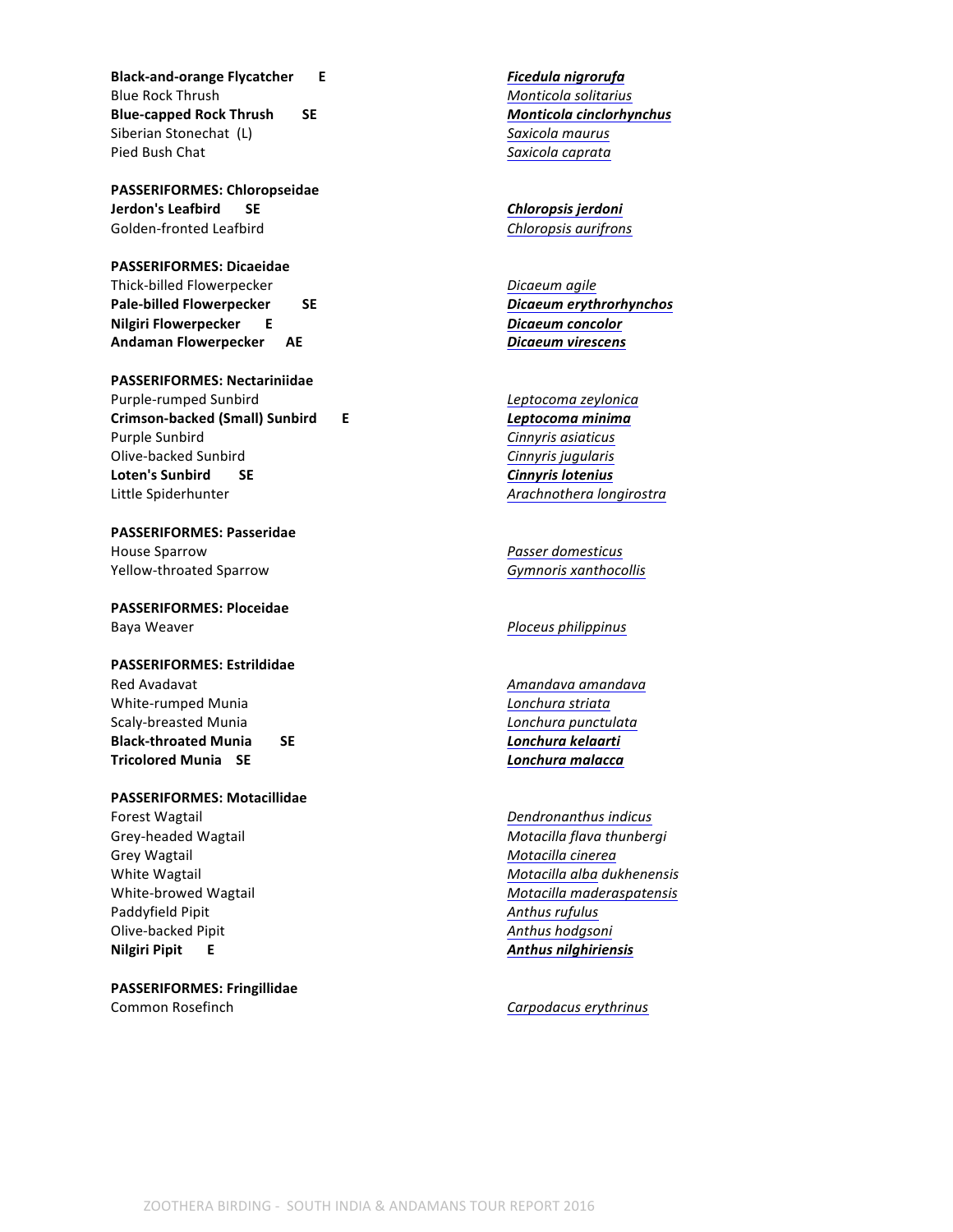**Black-and-orange Flycatcher E** — ***Ficedula nigrorufa***
Blue Rock Thrush — *Monticola solitarius*
**Blue-capped Rock Thrush SE** — ***Monticola cinclorhynchus***
Siberian Stonechat (L) — *Saxicola maurus*
Pied Bush Chat — *Saxicola caprata*

**PASSERIFORMES: Chloropseidae**

**Jerdon's Leafbird SE** — ***Chloropsis jerdoni***
Golden-fronted Leafbird — *Chloropsis aurifrons*

**PASSERIFORMES: Dicaeidae**

Thick-billed Flowerpecker — *Dicaeum agile*
**Pale-billed Flowerpecker SE** — ***Dicaeum erythrorhynchos***
**Nilgiri Flowerpecker E** — ***Dicaeum concolor***
**Andaman Flowerpecker AE** — ***Dicaeum virescens***

**PASSERIFORMES: Nectariniidae**

Purple-rumped Sunbird — *Leptocoma zeylonica*
**Crimson-backed (Small) Sunbird E** — ***Leptocoma minima***
Purple Sunbird — *Cinnyris asiaticus*
Olive-backed Sunbird — *Cinnyris jugularis*
**Loten's Sunbird SE** — ***Cinnyris lotenius***
Little Spiderhunter — *Arachnothera longirostra*

**PASSERIFORMES: Passeridae**

House Sparrow — *Passer domesticus*
Yellow-throated Sparrow — *Gymnoris xanthocollis*

**PASSERIFORMES: Ploceidae**

Baya Weaver — *Ploceus philippinus*

**PASSERIFORMES: Estrildidae**

Red Avadavat — *Amandava amandava*
White-rumped Munia — *Lonchura striata*
Scaly-breasted Munia — *Lonchura punctulata*
**Black-throated Munia SE** — ***Lonchura kelaarti***
**Tricolored Munia SE** — ***Lonchura malacca***

**PASSERIFORMES: Motacillidae**

Forest Wagtail — *Dendronanthus indicus*
Grey-headed Wagtail — *Motacilla flava thunbergi*
Grey Wagtail — *Motacilla cinerea*
White Wagtail — *Motacilla alba dukhenensis*
White-browed Wagtail — *Motacilla maderaspatensis*
Paddyfield Pipit — *Anthus rufulus*
Olive-backed Pipit — *Anthus hodgsoni*
**Nilgiri Pipit E** — ***Anthus nilghiriensis***

**PASSERIFORMES: Fringillidae**

Common Rosefinch — *Carpodacus erythrinus*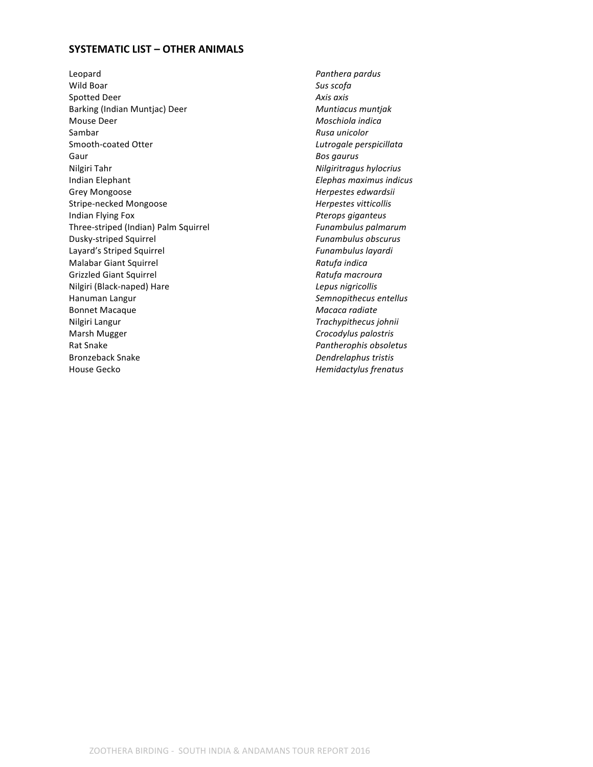## SYSTEMATIC LIST – OTHER ANIMALS

| | |
|---|---|
| Leopard | *Panthera pardus* |
| Wild Boar | *Sus scofa* |
| Spotted Deer | *Axis axis* |
| Barking (Indian Muntjac) Deer | *Muntiacus muntjak* |
| Mouse Deer | *Moschiola indica* |
| Sambar | *Rusa unicolor* |
| Smooth-coated Otter | *Lutrogale perspicillata* |
| Gaur | *Bos gaurus* |
| Nilgiri Tahr | *Nilgiritragus hylocrius* |
| Indian Elephant | *Elephas maximus indicus* |
| Grey Mongoose | *Herpestes edwardsii* |
| Stripe-necked Mongoose | *Herpestes vitticollis* |
| Indian Flying Fox | *Pterops giganteus* |
| Three-striped (Indian) Palm Squirrel | *Funambulus palmarum* |
| Dusky-striped Squirrel | *Funambulus obscurus* |
| Layard's Striped Squirrel | *Funambulus layardi* |
| Malabar Giant Squirrel | *Ratufa indica* |
| Grizzled Giant Squirrel | *Ratufa macroura* |
| Nilgiri (Black-naped) Hare | *Lepus nigricollis* |
| Hanuman Langur | *Semnopithecus entellus* |
| Bonnet Macaque | *Macaca radiate* |
| Nilgiri Langur | *Trachypithecus johnii* |
| Marsh Mugger | *Crocodylus palostris* |
| Rat Snake | *Pantherophis obsoletus* |
| Bronzeback Snake | *Dendrelaphus tristis* |
| House Gecko | *Hemidactylus frenatus* |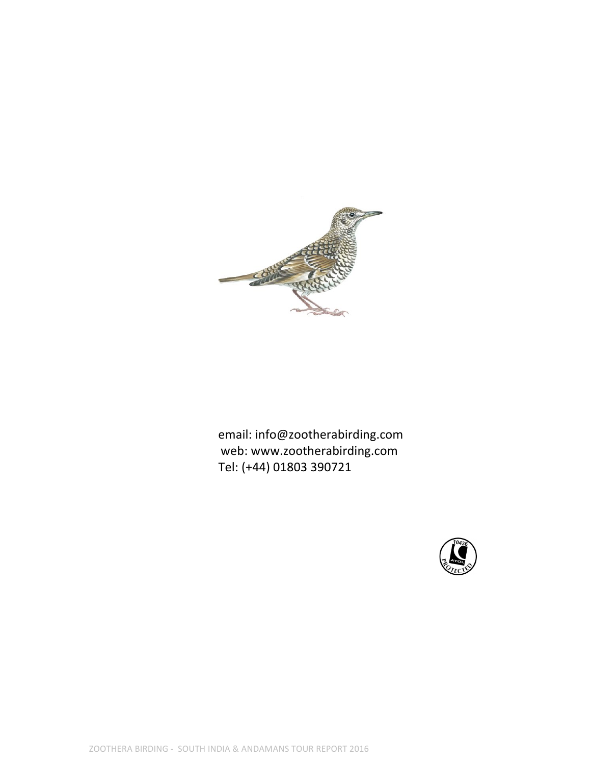email: info@zootherabirding.com
web: www.zootherabirding.com
Tel: (+44) 01803 390721